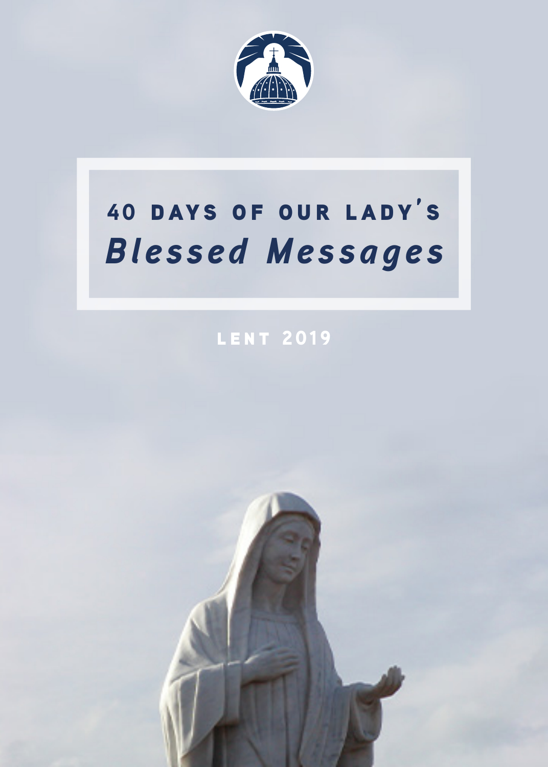# 40 DAYS OF OUR LADY'S *Blessed Messages*

LENT 2019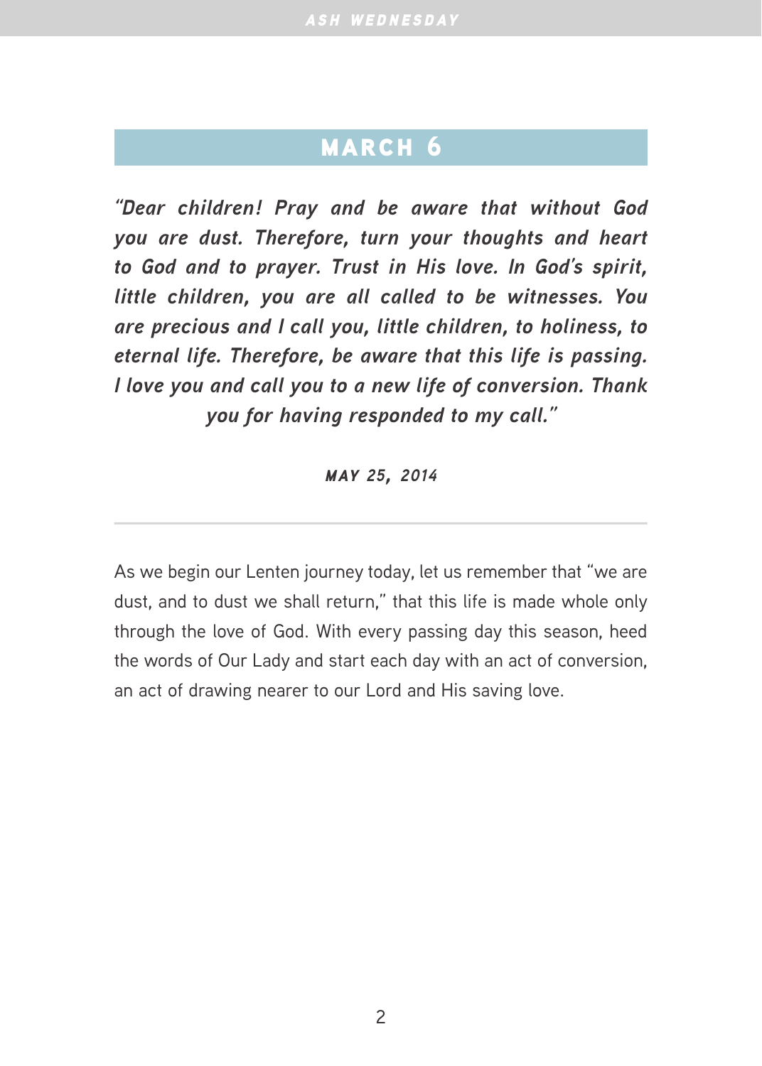## MARCH 6

***"Dear children! Pray and be aware that without God you are dust. Therefore, turn your thoughts and heart to God and to prayer. Trust in His love. In God's spirit, little children, you are all called to be witnesses. You are precious and I call you, little children, to holiness, to eternal life. Therefore, be aware that this life is passing. I love you and call you to a new life of conversion. Thank you for having responded to my call."***

***MAY 25, 2014***

---

As we begin our Lenten journey today, let us remember that "we are dust, and to dust we shall return," that this life is made whole only through the love of God. With every passing day this season, heed the words of Our Lady and start each day with an act of conversion, an act of drawing nearer to our Lord and His saving love.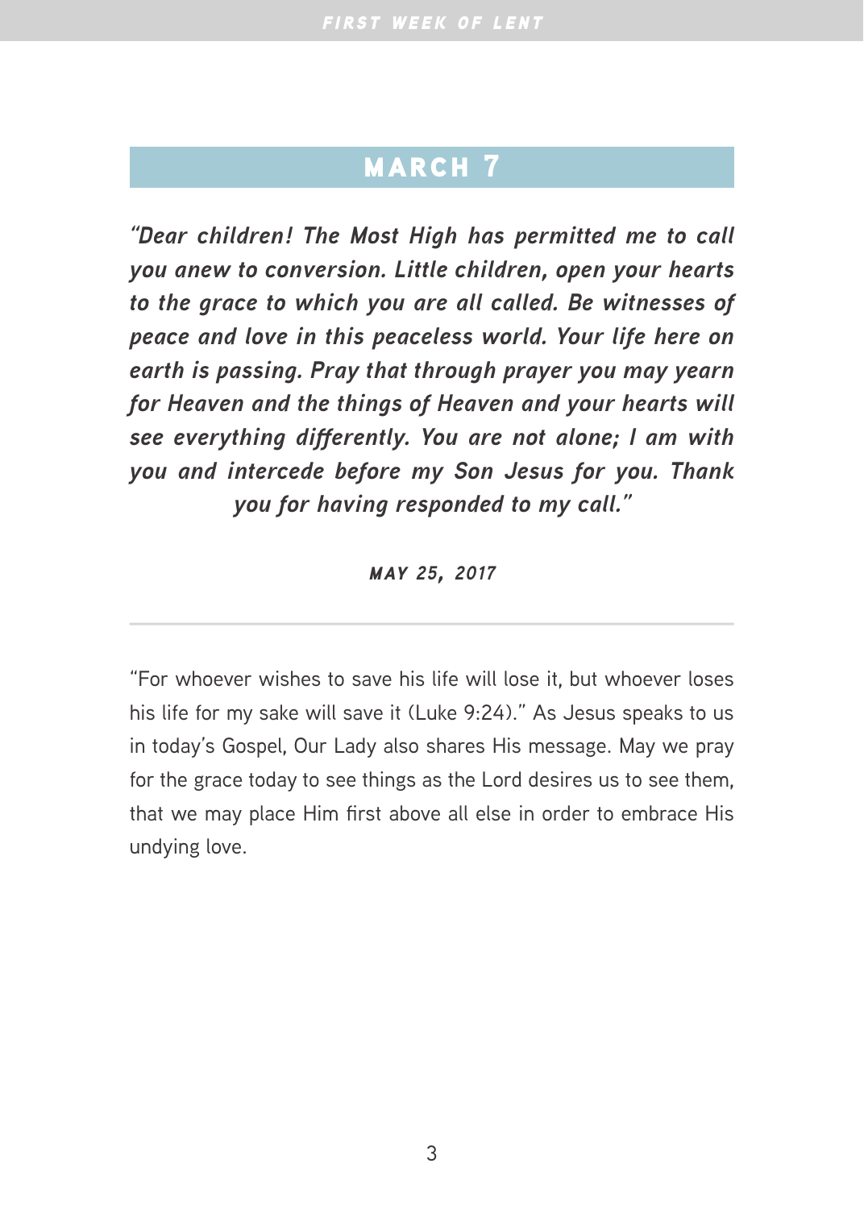## MARCH 7

***"Dear children! The Most High has permitted me to call you anew to conversion. Little children, open your hearts to the grace to which you are all called. Be witnesses of peace and love in this peaceless world. Your life here on earth is passing. Pray that through prayer you may yearn for Heaven and the things of Heaven and your hearts will see everything differently. You are not alone; I am with you and intercede before my Son Jesus for you. Thank you for having responded to my call."***

***MAY 25, 2017***

---

"For whoever wishes to save his life will lose it, but whoever loses his life for my sake will save it (Luke 9:24)." As Jesus speaks to us in today's Gospel, Our Lady also shares His message. May we pray for the grace today to see things as the Lord desires us to see them, that we may place Him first above all else in order to embrace His undying love.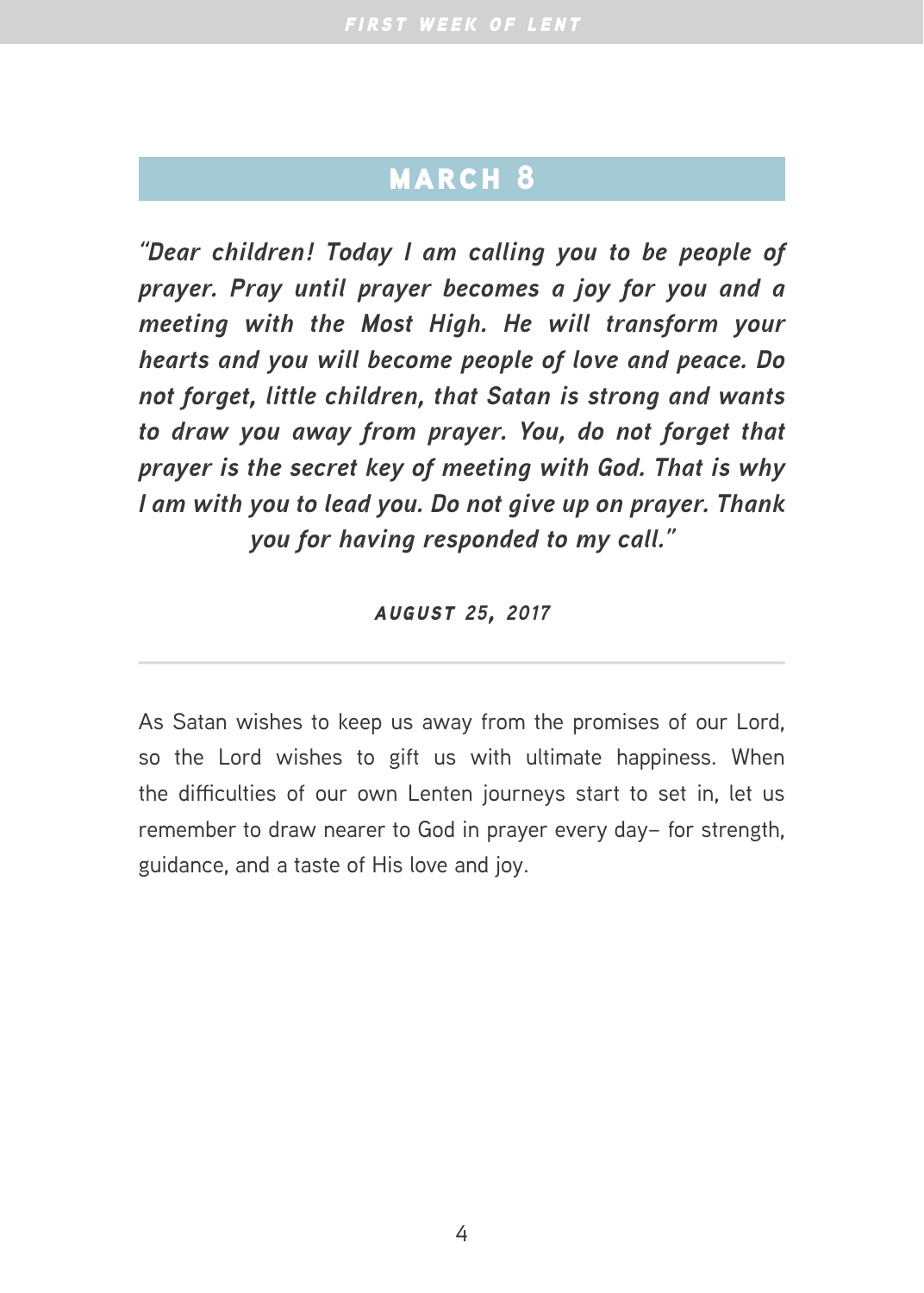## MARCH 8

***"Dear children! Today I am calling you to be people of prayer. Pray until prayer becomes a joy for you and a meeting with the Most High. He will transform your hearts and you will become people of love and peace. Do not forget, little children, that Satan is strong and wants to draw you away from prayer. You, do not forget that prayer is the secret key of meeting with God. That is why I am with you to lead you. Do not give up on prayer. Thank you for having responded to my call."***

***AUGUST 25, 2017***

---

As Satan wishes to keep us away from the promises of our Lord, so the Lord wishes to gift us with ultimate happiness. When the difficulties of our own Lenten journeys start to set in, let us remember to draw nearer to God in prayer every day– for strength, guidance, and a taste of His love and joy.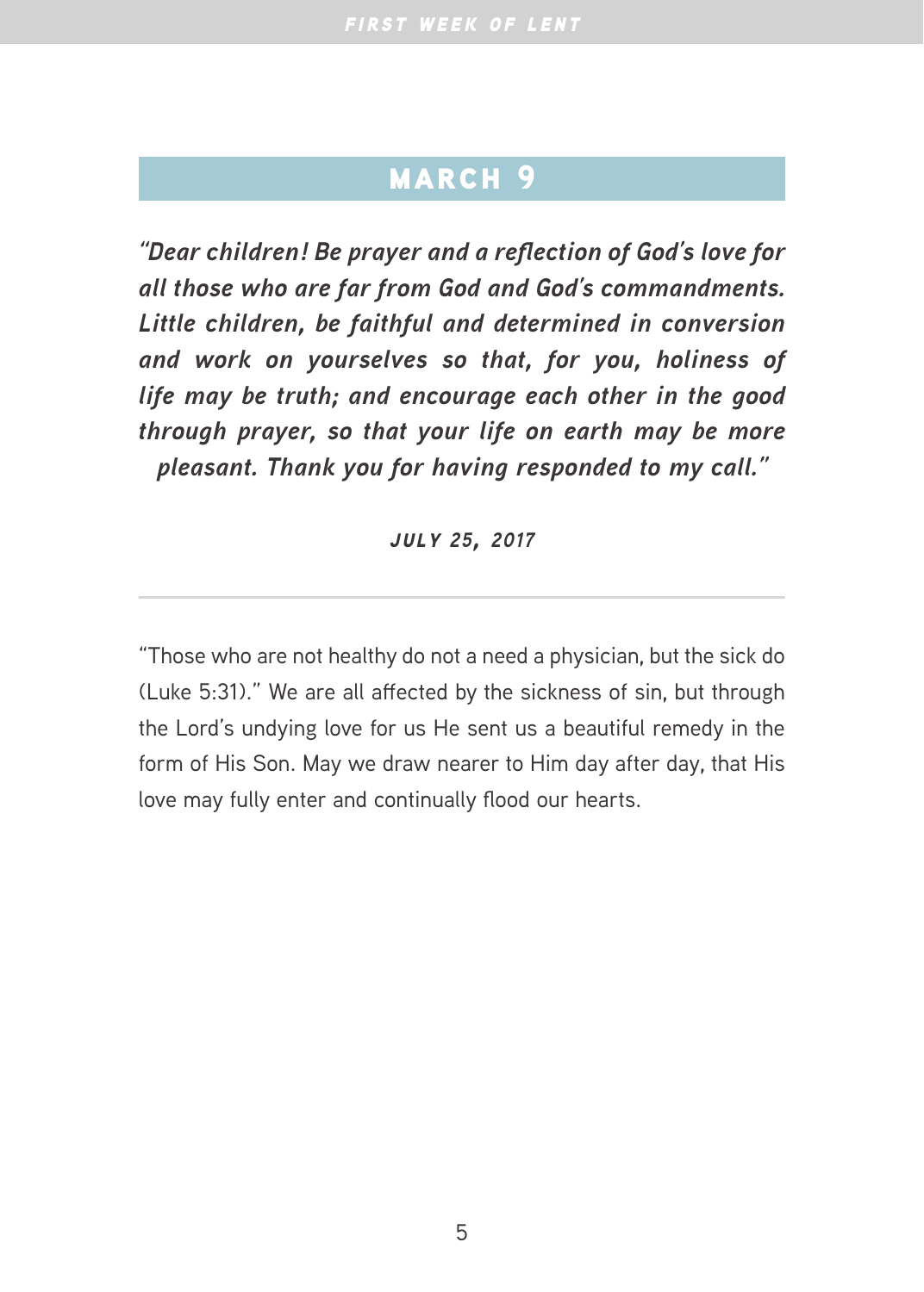## MARCH 9

***"Dear children! Be prayer and a reflection of God's love for all those who are far from God and God's commandments. Little children, be faithful and determined in conversion and work on yourselves so that, for you, holiness of life may be truth; and encourage each other in the good through prayer, so that your life on earth may be more pleasant. Thank you for having responded to my call."***

***JULY 25, 2017***

---

"Those who are not healthy do not a need a physician, but the sick do (Luke 5:31)." We are all affected by the sickness of sin, but through the Lord's undying love for us He sent us a beautiful remedy in the form of His Son. May we draw nearer to Him day after day, that His love may fully enter and continually flood our hearts.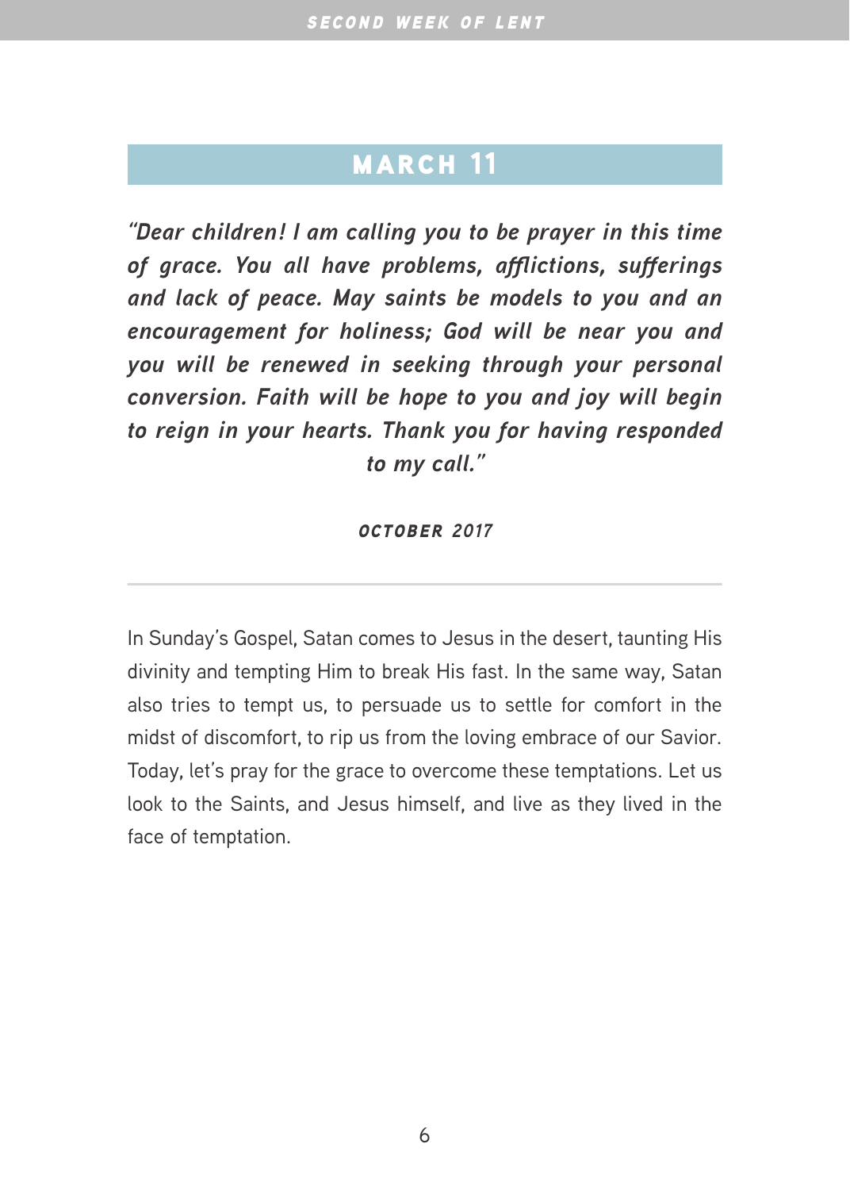## MARCH 11

***"Dear children! I am calling you to be prayer in this time of grace. You all have problems, afflictions, sufferings and lack of peace. May saints be models to you and an encouragement for holiness; God will be near you and you will be renewed in seeking through your personal conversion. Faith will be hope to you and joy will begin to reign in your hearts. Thank you for having responded to my call."***

***OCTOBER 2017***

---

In Sunday's Gospel, Satan comes to Jesus in the desert, taunting His divinity and tempting Him to break His fast. In the same way, Satan also tries to tempt us, to persuade us to settle for comfort in the midst of discomfort, to rip us from the loving embrace of our Savior. Today, let's pray for the grace to overcome these temptations. Let us look to the Saints, and Jesus himself, and live as they lived in the face of temptation.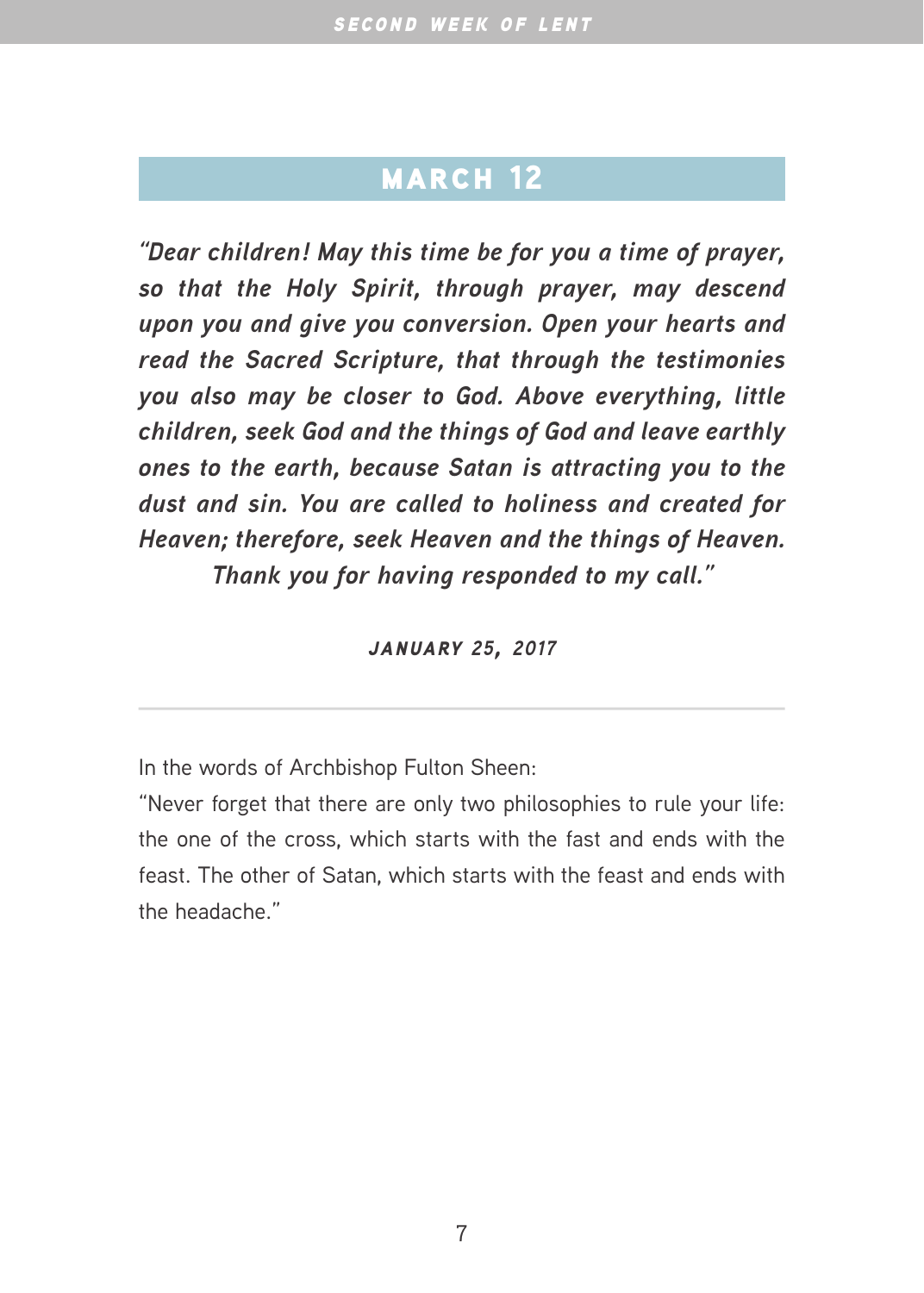## MARCH 12

*"Dear children! May this time be for you a time of prayer, so that the Holy Spirit, through prayer, may descend upon you and give you conversion. Open your hearts and read the Sacred Scripture, that through the testimonies you also may be closer to God. Above everything, little children, seek God and the things of God and leave earthly ones to the earth, because Satan is attracting you to the dust and sin. You are called to holiness and created for Heaven; therefore, seek Heaven and the things of Heaven. Thank you for having responded to my call."*

***JANUARY 25, 2017***

---

In the words of Archbishop Fulton Sheen:
"Never forget that there are only two philosophies to rule your life: the one of the cross, which starts with the fast and ends with the feast. The other of Satan, which starts with the feast and ends with the headache."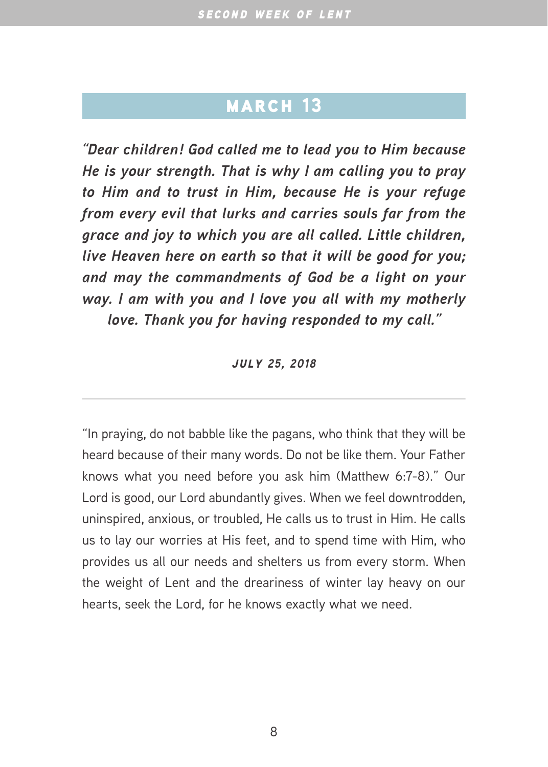## MARCH 13

***"Dear children! God called me to lead you to Him because He is your strength. That is why I am calling you to pray to Him and to trust in Him, because He is your refuge from every evil that lurks and carries souls far from the grace and joy to which you are all called. Little children, live Heaven here on earth so that it will be good for you; and may the commandments of God be a light on your way. I am with you and I love you all with my motherly love. Thank you for having responded to my call."***

***JULY 25, 2018***

---

"In praying, do not babble like the pagans, who think that they will be heard because of their many words. Do not be like them. Your Father knows what you need before you ask him (Matthew 6:7-8)." Our Lord is good, our Lord abundantly gives. When we feel downtrodden, uninspired, anxious, or troubled, He calls us to trust in Him. He calls us to lay our worries at His feet, and to spend time with Him, who provides us all our needs and shelters us from every storm. When the weight of Lent and the dreariness of winter lay heavy on our hearts, seek the Lord, for he knows exactly what we need.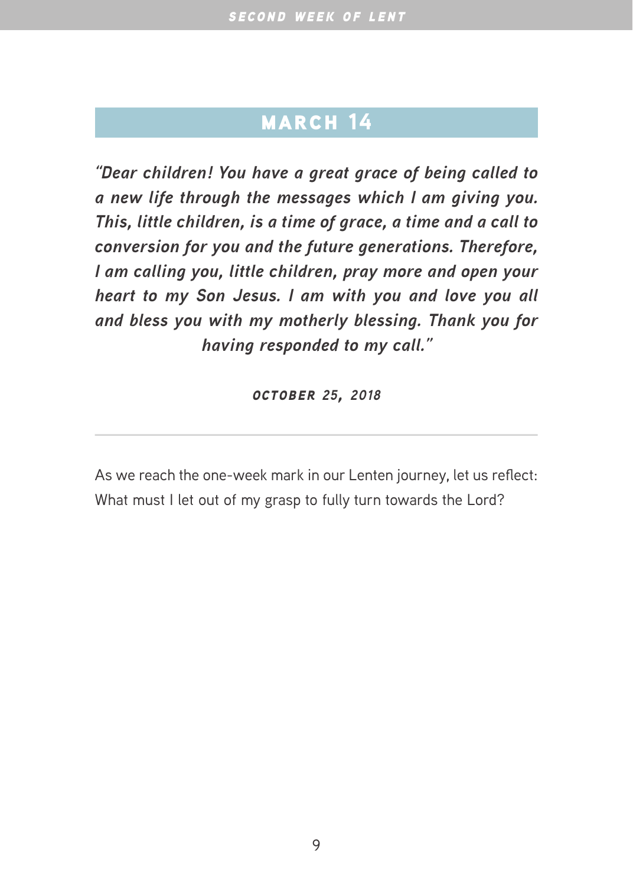## MARCH 14

***"Dear children! You have a great grace of being called to a new life through the messages which I am giving you. This, little children, is a time of grace, a time and a call to conversion for you and the future generations. Therefore, I am calling you, little children, pray more and open your heart to my Son Jesus. I am with you and love you all and bless you with my motherly blessing. Thank you for having responded to my call."***

***OCTOBER 25, 2018***

---

As we reach the one-week mark in our Lenten journey, let us reflect: What must I let out of my grasp to fully turn towards the Lord?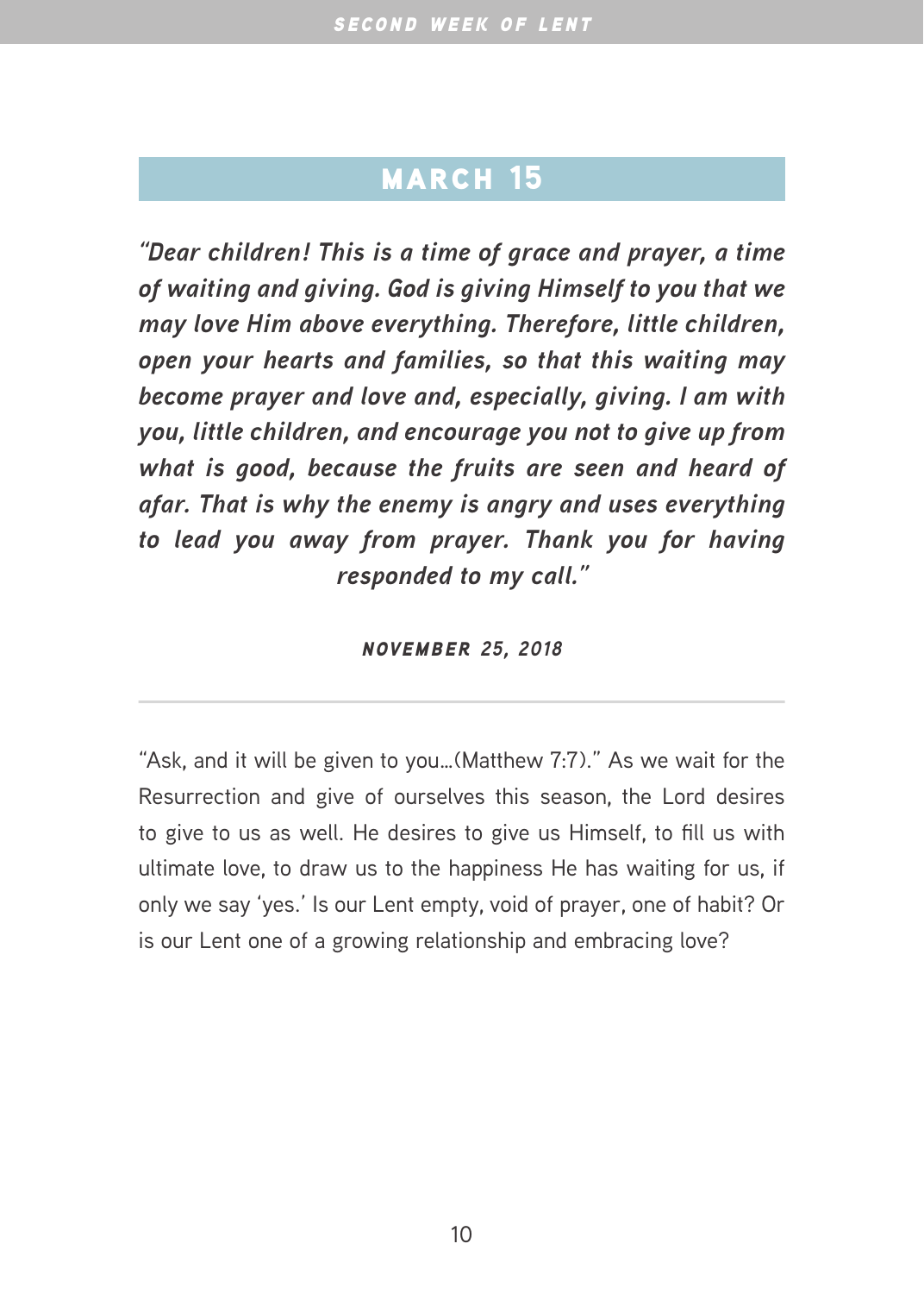## MARCH 15

***"Dear children! This is a time of grace and prayer, a time of waiting and giving. God is giving Himself to you that we may love Him above everything. Therefore, little children, open your hearts and families, so that this waiting may become prayer and love and, especially, giving. I am with you, little children, and encourage you not to give up from what is good, because the fruits are seen and heard of afar. That is why the enemy is angry and uses everything to lead you away from prayer. Thank you for having responded to my call."***

***NOVEMBER 25, 2018***

---

"Ask, and it will be given to you…(Matthew 7:7)." As we wait for the Resurrection and give of ourselves this season, the Lord desires to give to us as well. He desires to give us Himself, to fill us with ultimate love, to draw us to the happiness He has waiting for us, if only we say 'yes.' Is our Lent empty, void of prayer, one of habit? Or is our Lent one of a growing relationship and embracing love?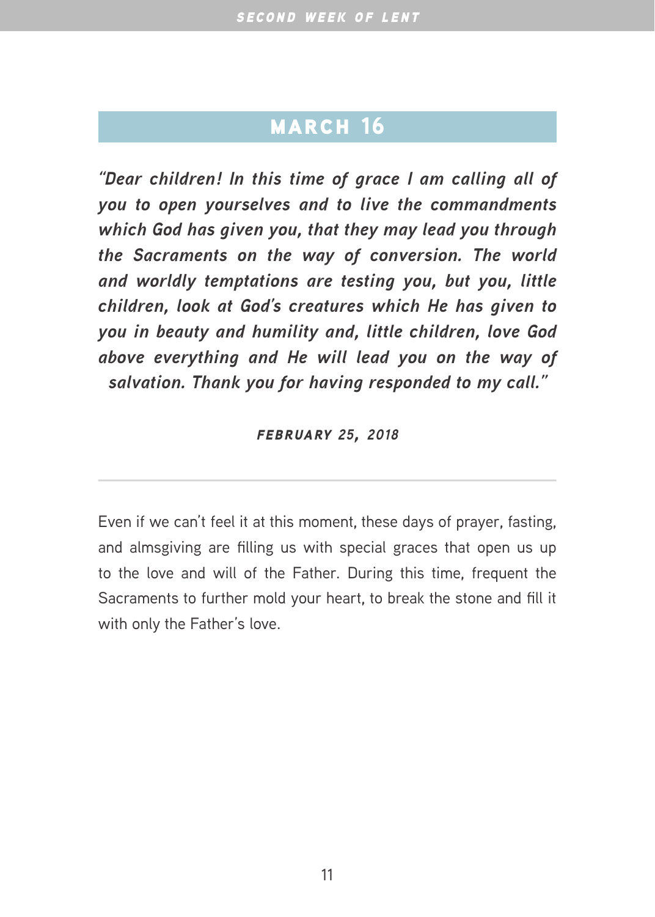## MARCH 16

***"Dear children! In this time of grace I am calling all of you to open yourselves and to live the commandments which God has given you, that they may lead you through the Sacraments on the way of conversion. The world and worldly temptations are testing you, but you, little children, look at God's creatures which He has given to you in beauty and humility and, little children, love God above everything and He will lead you on the way of salvation. Thank you for having responded to my call."***

***FEBRUARY 25, 2018***

---

Even if we can't feel it at this moment, these days of prayer, fasting, and almsgiving are filling us with special graces that open us up to the love and will of the Father. During this time, frequent the Sacraments to further mold your heart, to break the stone and fill it with only the Father's love.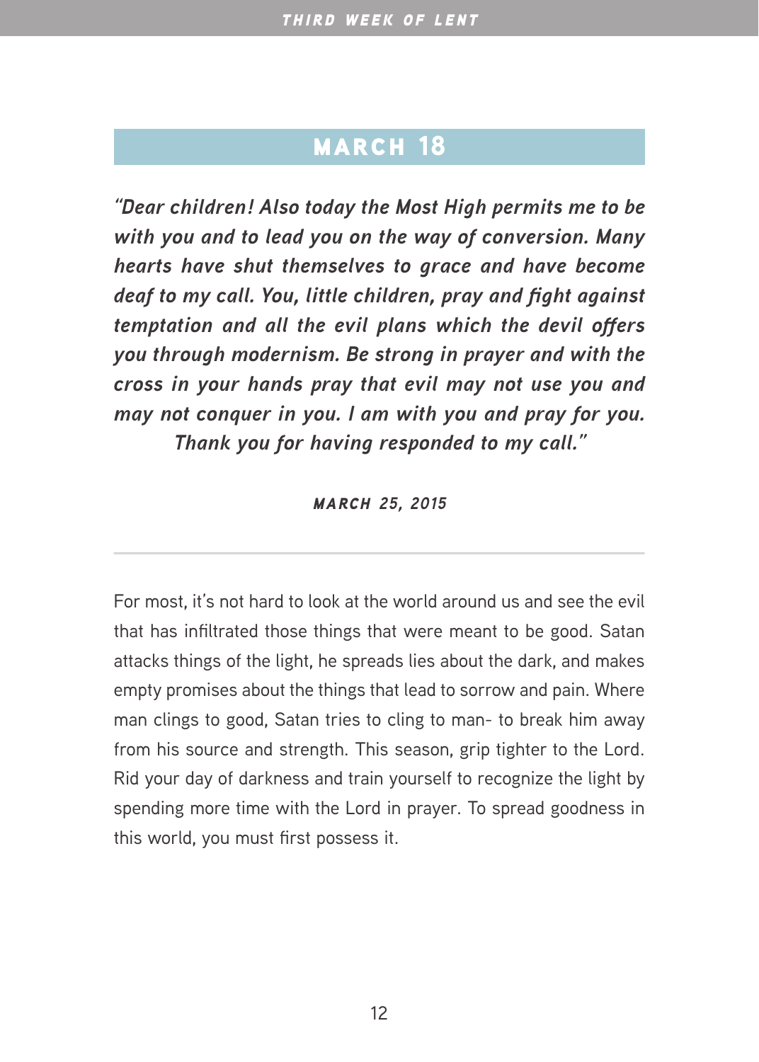## MARCH 18

***"Dear children! Also today the Most High permits me to be with you and to lead you on the way of conversion. Many hearts have shut themselves to grace and have become deaf to my call. You, little children, pray and fight against temptation and all the evil plans which the devil offers you through modernism. Be strong in prayer and with the cross in your hands pray that evil may not use you and may not conquer in you. I am with you and pray for you. Thank you for having responded to my call."***

***MARCH 25, 2015***

---

For most, it's not hard to look at the world around us and see the evil that has infiltrated those things that were meant to be good. Satan attacks things of the light, he spreads lies about the dark, and makes empty promises about the things that lead to sorrow and pain. Where man clings to good, Satan tries to cling to man- to break him away from his source and strength. This season, grip tighter to the Lord. Rid your day of darkness and train yourself to recognize the light by spending more time with the Lord in prayer. To spread goodness in this world, you must first possess it.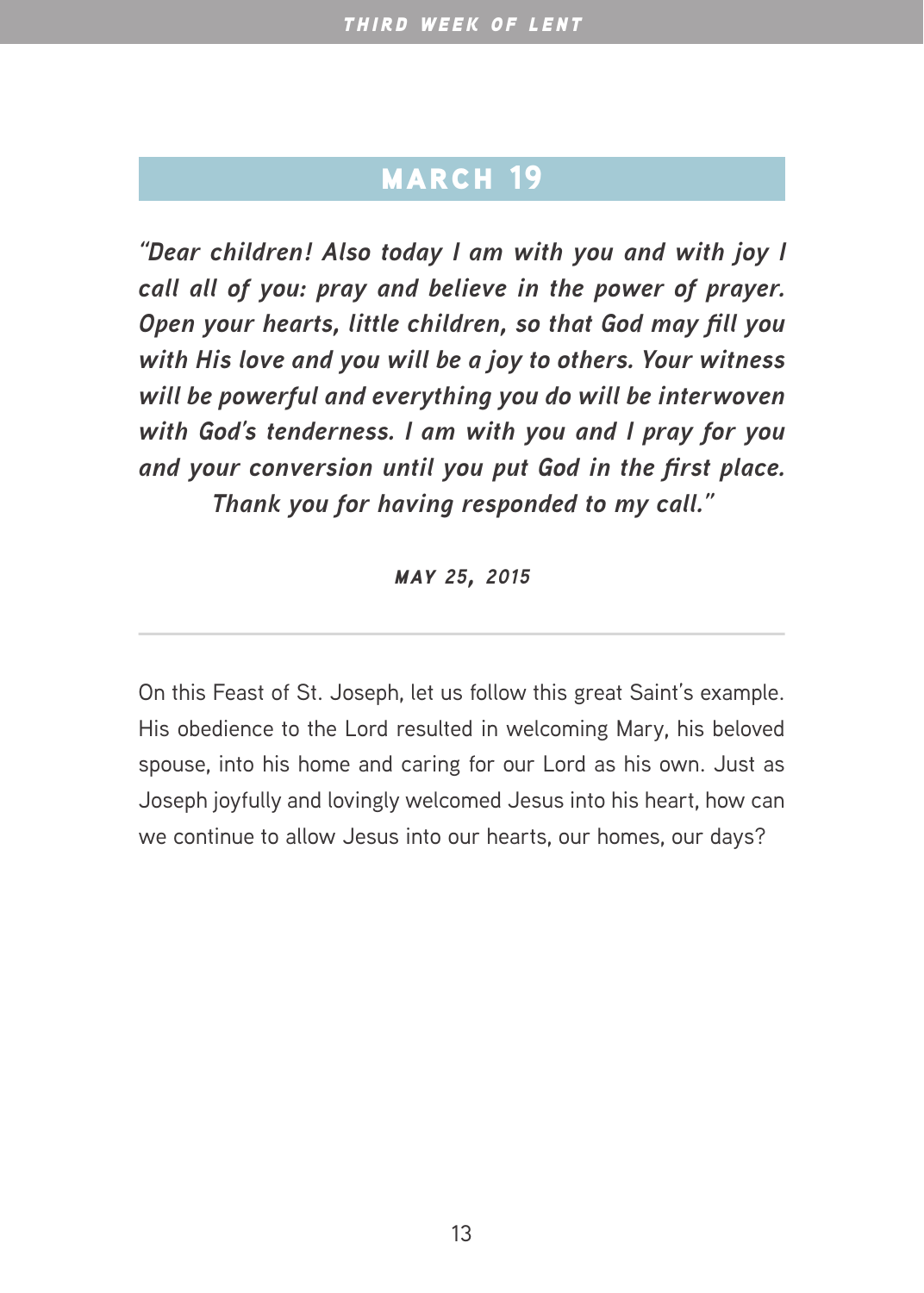## MARCH 19

***"Dear children! Also today I am with you and with joy I call all of you: pray and believe in the power of prayer. Open your hearts, little children, so that God may fill you with His love and you will be a joy to others. Your witness will be powerful and everything you do will be interwoven with God's tenderness. I am with you and I pray for you and your conversion until you put God in the first place. Thank you for having responded to my call."***

***MAY 25, 2015***

---

On this Feast of St. Joseph, let us follow this great Saint's example. His obedience to the Lord resulted in welcoming Mary, his beloved spouse, into his home and caring for our Lord as his own. Just as Joseph joyfully and lovingly welcomed Jesus into his heart, how can we continue to allow Jesus into our hearts, our homes, our days?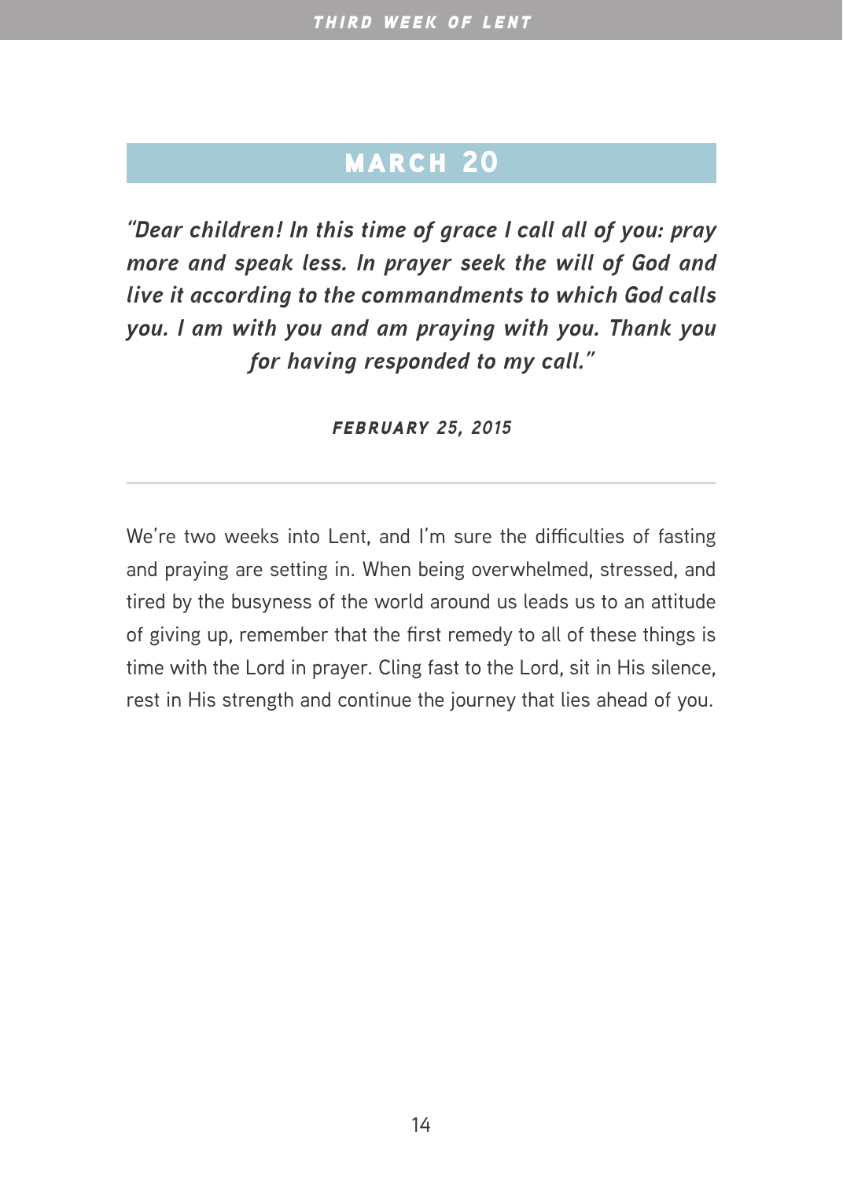## MARCH 20

***"Dear children! In this time of grace I call all of you: pray more and speak less. In prayer seek the will of God and live it according to the commandments to which God calls you. I am with you and am praying with you. Thank you for having responded to my call."***

***FEBRUARY 25, 2015***

---

We're two weeks into Lent, and I'm sure the difficulties of fasting and praying are setting in. When being overwhelmed, stressed, and tired by the busyness of the world around us leads us to an attitude of giving up, remember that the first remedy to all of these things is time with the Lord in prayer. Cling fast to the Lord, sit in His silence, rest in His strength and continue the journey that lies ahead of you.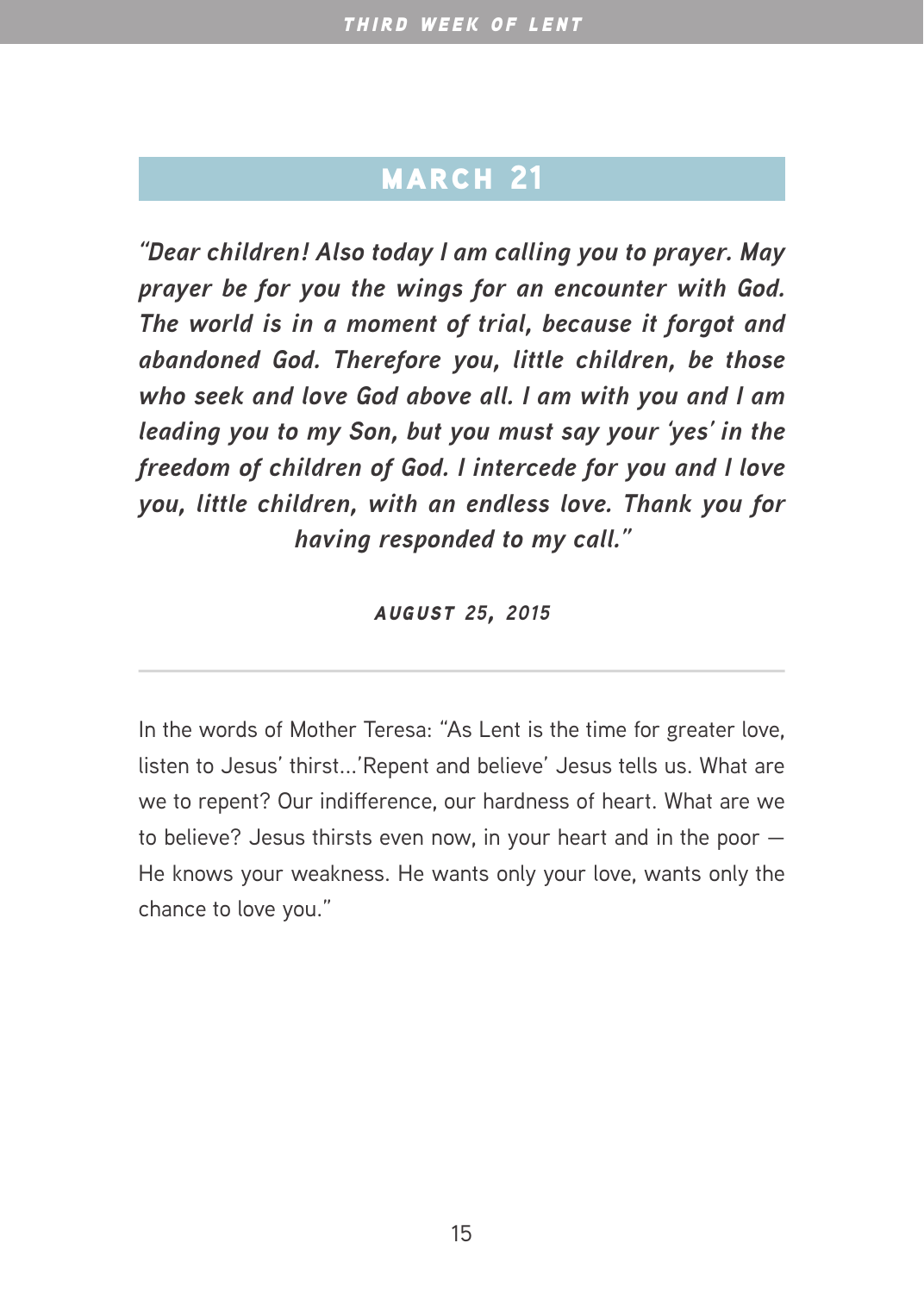## MARCH 21

***"Dear children! Also today I am calling you to prayer. May prayer be for you the wings for an encounter with God. The world is in a moment of trial, because it forgot and abandoned God. Therefore you, little children, be those who seek and love God above all. I am with you and I am leading you to my Son, but you must say your 'yes' in the freedom of children of God. I intercede for you and I love you, little children, with an endless love. Thank you for having responded to my call."***

***AUGUST 25, 2015***

---

In the words of Mother Teresa: "As Lent is the time for greater love, listen to Jesus' thirst…'Repent and believe' Jesus tells us. What are we to repent? Our indifference, our hardness of heart. What are we to believe? Jesus thirsts even now, in your heart and in the poor — He knows your weakness. He wants only your love, wants only the chance to love you."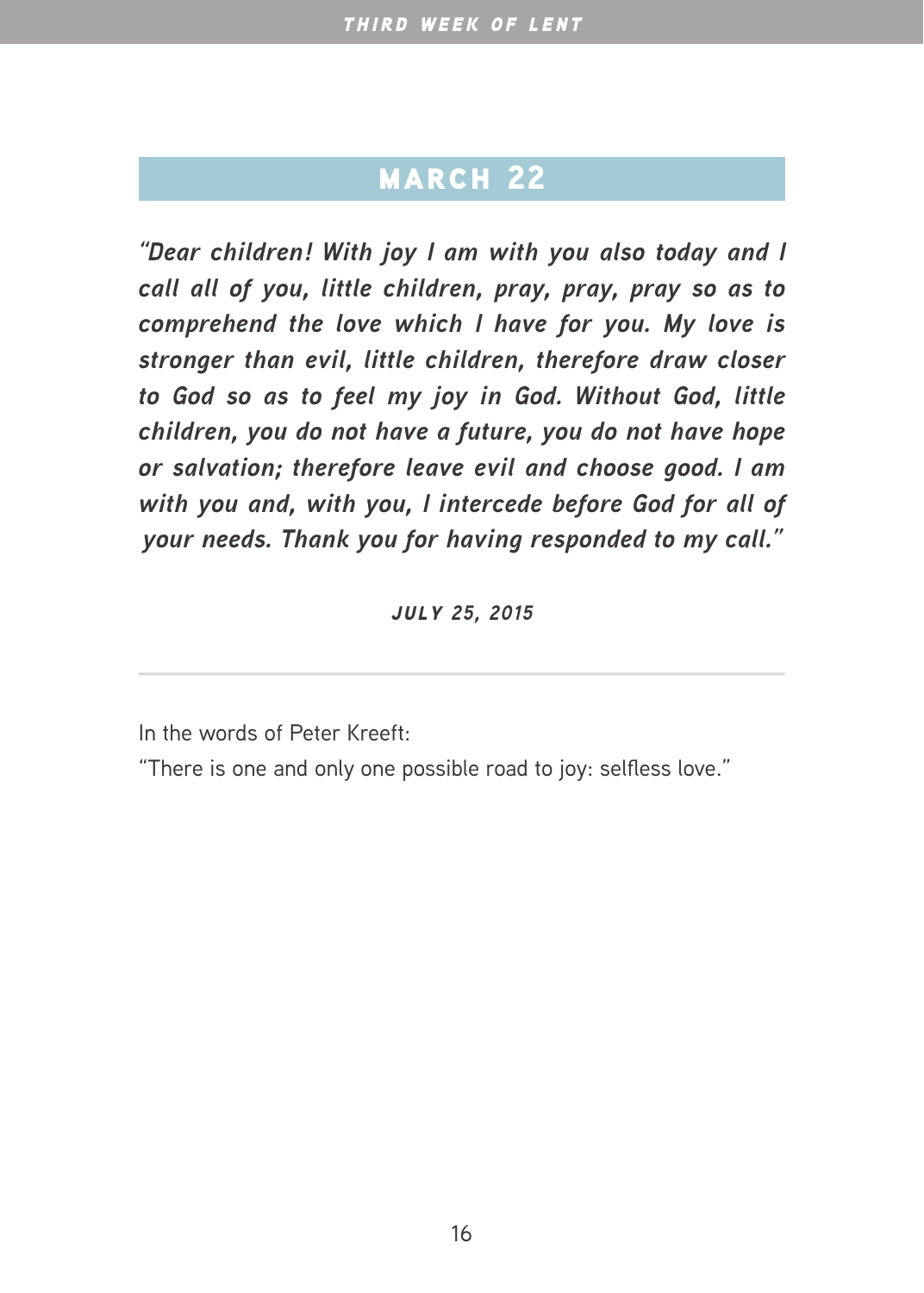## MARCH 22

***"Dear children! With joy I am with you also today and I call all of you, little children, pray, pray, pray so as to comprehend the love which I have for you. My love is stronger than evil, little children, therefore draw closer to God so as to feel my joy in God. Without God, little children, you do not have a future, you do not have hope or salvation; therefore leave evil and choose good. I am with you and, with you, I intercede before God for all of your needs. Thank you for having responded to my call."***

***JULY 25, 2015***

---

In the words of Peter Kreeft:

"There is one and only one possible road to joy: selfless love."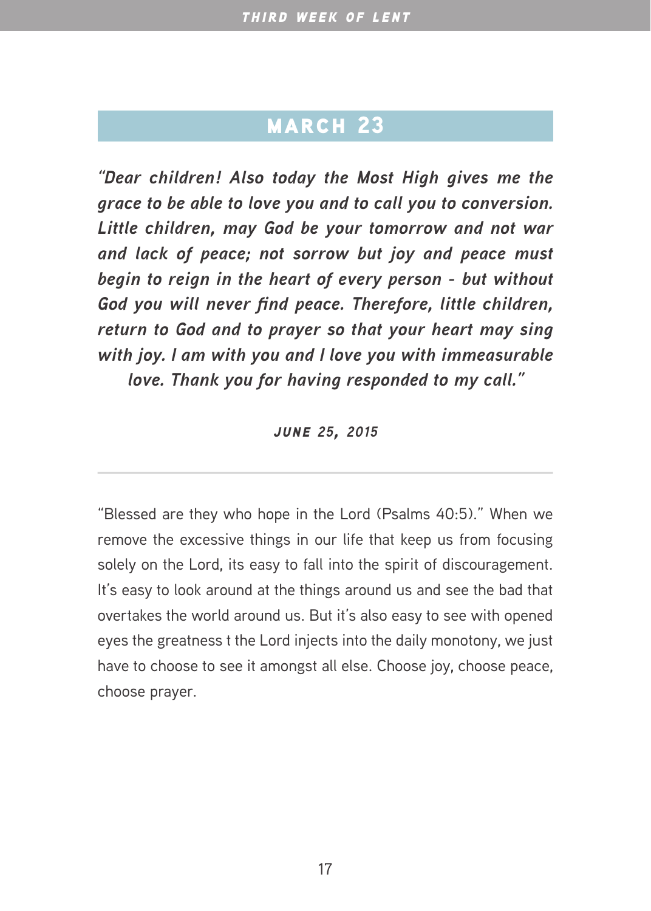## MARCH 23

***"Dear children! Also today the Most High gives me the grace to be able to love you and to call you to conversion. Little children, may God be your tomorrow and not war and lack of peace; not sorrow but joy and peace must begin to reign in the heart of every person - but without God you will never find peace. Therefore, little children, return to God and to prayer so that your heart may sing with joy. I am with you and I love you with immeasurable love. Thank you for having responded to my call."***

***JUNE 25, 2015***

---

"Blessed are they who hope in the Lord (Psalms 40:5)." When we remove the excessive things in our life that keep us from focusing solely on the Lord, its easy to fall into the spirit of discouragement. It's easy to look around at the things around us and see the bad that overtakes the world around us. But it's also easy to see with opened eyes the greatness t the Lord injects into the daily monotony, we just have to choose to see it amongst all else. Choose joy, choose peace, choose prayer.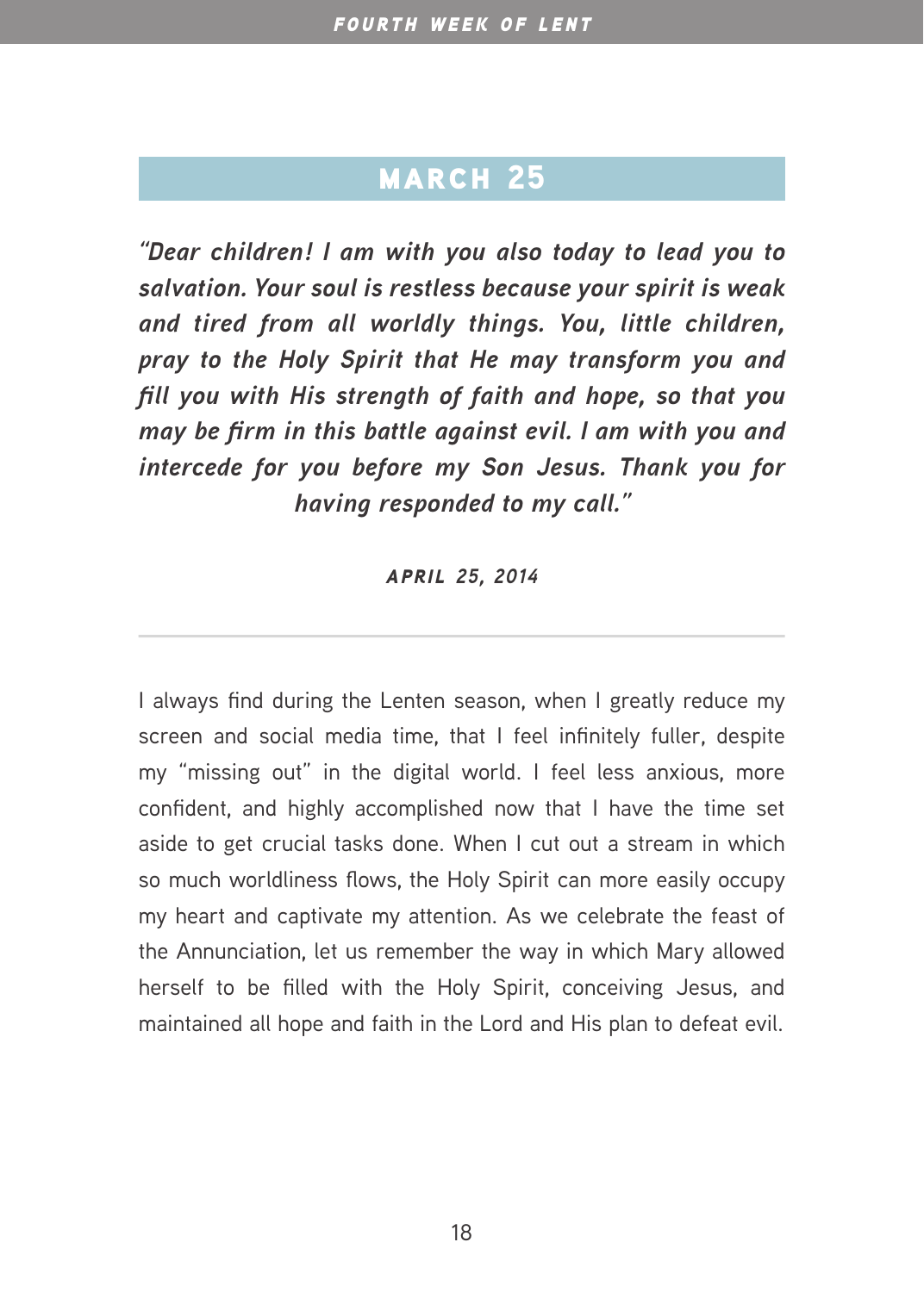## MARCH 25

***"Dear children! I am with you also today to lead you to salvation. Your soul is restless because your spirit is weak and tired from all worldly things. You, little children, pray to the Holy Spirit that He may transform you and fill you with His strength of faith and hope, so that you may be firm in this battle against evil. I am with you and intercede for you before my Son Jesus. Thank you for having responded to my call."***

***APRIL 25, 2014***

---

I always find during the Lenten season, when I greatly reduce my screen and social media time, that I feel infinitely fuller, despite my "missing out" in the digital world. I feel less anxious, more confident, and highly accomplished now that I have the time set aside to get crucial tasks done. When I cut out a stream in which so much worldliness flows, the Holy Spirit can more easily occupy my heart and captivate my attention. As we celebrate the feast of the Annunciation, let us remember the way in which Mary allowed herself to be filled with the Holy Spirit, conceiving Jesus, and maintained all hope and faith in the Lord and His plan to defeat evil.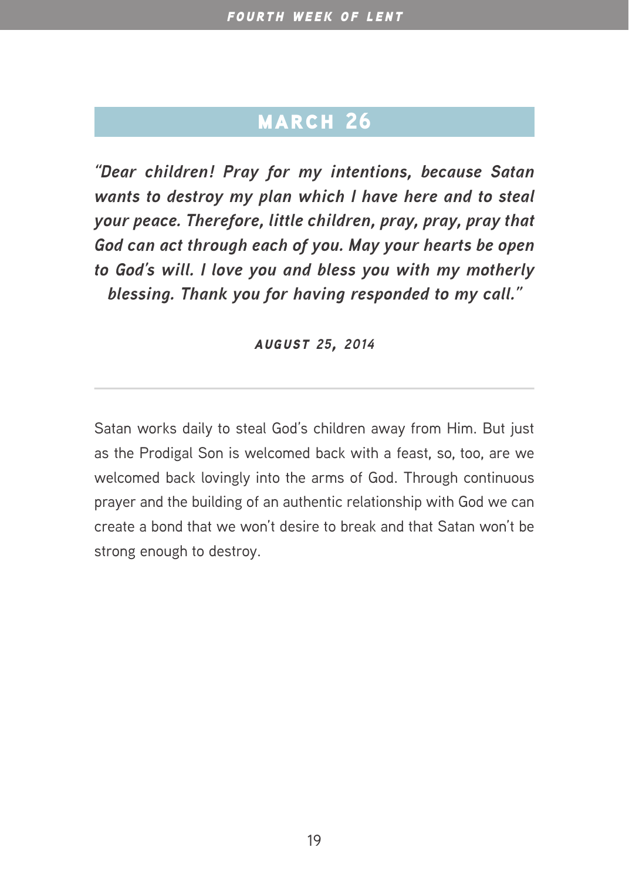## MARCH 26

***"Dear children! Pray for my intentions, because Satan wants to destroy my plan which I have here and to steal your peace. Therefore, little children, pray, pray, pray that God can act through each of you. May your hearts be open to God's will. I love you and bless you with my motherly blessing. Thank you for having responded to my call."***

***AUGUST 25, 2014***

---

Satan works daily to steal God's children away from Him. But just as the Prodigal Son is welcomed back with a feast, so, too, are we welcomed back lovingly into the arms of God. Through continuous prayer and the building of an authentic relationship with God we can create a bond that we won't desire to break and that Satan won't be strong enough to destroy.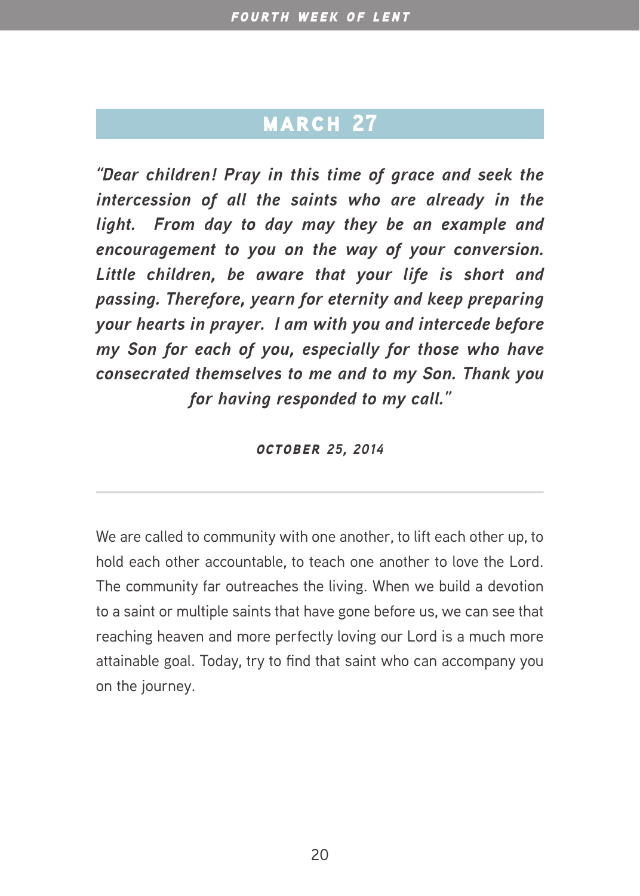## MARCH 27

*"Dear children! Pray in this time of grace and seek the intercession of all the saints who are already in the light. From day to day may they be an example and encouragement to you on the way of your conversion. Little children, be aware that your life is short and passing. Therefore, yearn for eternity and keep preparing your hearts in prayer. I am with you and intercede before my Son for each of you, especially for those who have consecrated themselves to me and to my Son. Thank you for having responded to my call."*

***OCTOBER 25, 2014***

---

We are called to community with one another, to lift each other up, to hold each other accountable, to teach one another to love the Lord. The community far outreaches the living. When we build a devotion to a saint or multiple saints that have gone before us, we can see that reaching heaven and more perfectly loving our Lord is a much more attainable goal. Today, try to find that saint who can accompany you on the journey.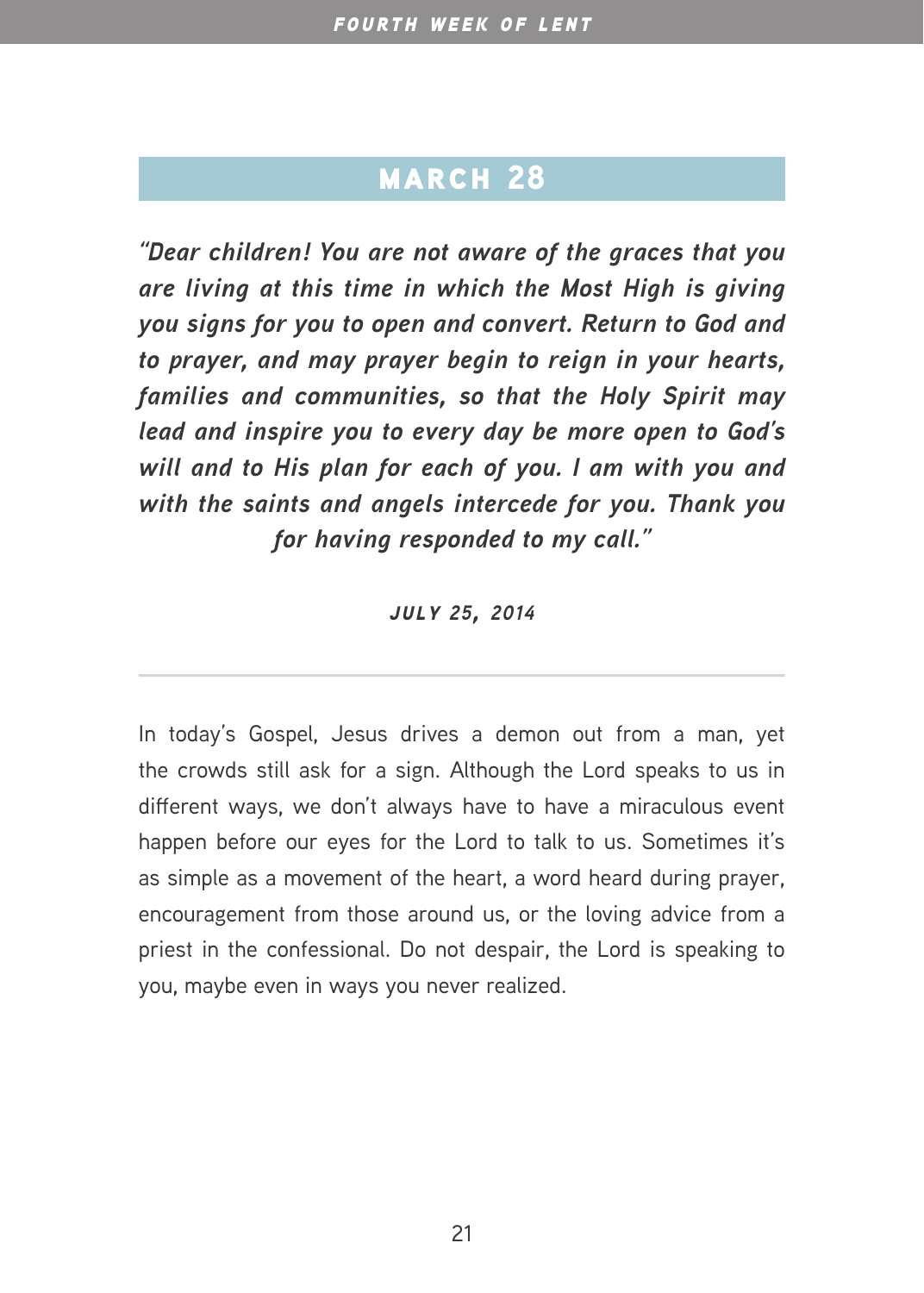## MARCH 28

***"Dear children! You are not aware of the graces that you are living at this time in which the Most High is giving you signs for you to open and convert. Return to God and to prayer, and may prayer begin to reign in your hearts, families and communities, so that the Holy Spirit may lead and inspire you to every day be more open to God's will and to His plan for each of you. I am with you and with the saints and angels intercede for you. Thank you for having responded to my call."***

***JULY 25, 2014***

---

In today's Gospel, Jesus drives a demon out from a man, yet the crowds still ask for a sign. Although the Lord speaks to us in different ways, we don't always have to have a miraculous event happen before our eyes for the Lord to talk to us. Sometimes it's as simple as a movement of the heart, a word heard during prayer, encouragement from those around us, or the loving advice from a priest in the confessional. Do not despair, the Lord is speaking to you, maybe even in ways you never realized.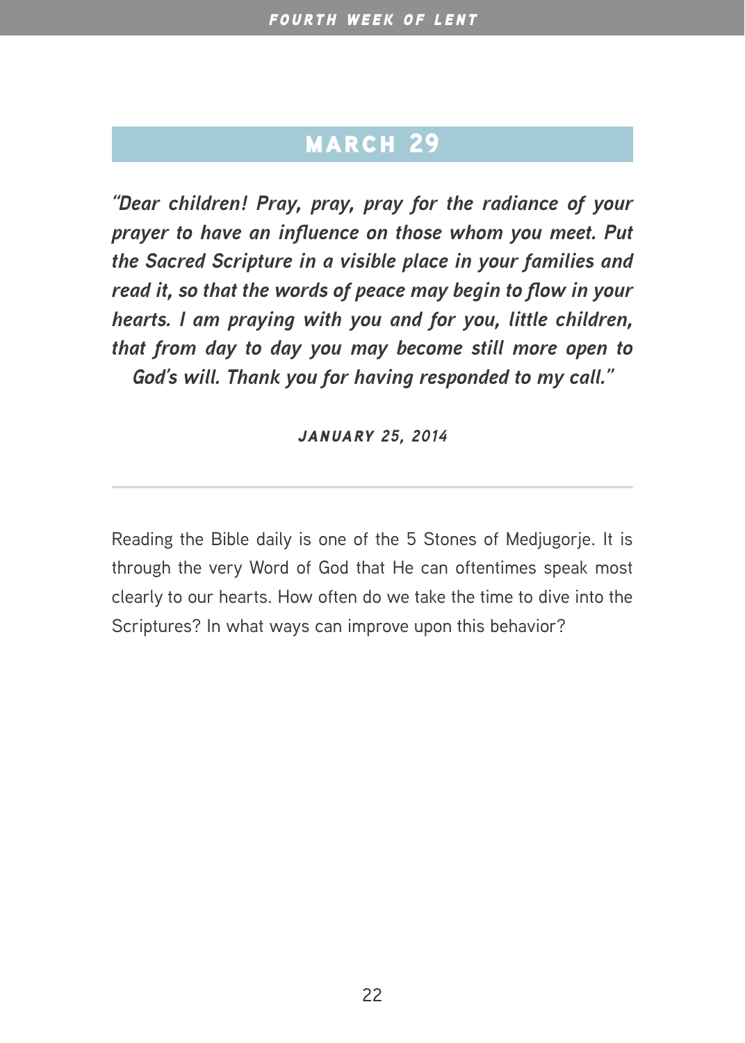## MARCH 29

***"Dear children! Pray, pray, pray for the radiance of your prayer to have an influence on those whom you meet. Put the Sacred Scripture in a visible place in your families and read it, so that the words of peace may begin to flow in your hearts. I am praying with you and for you, little children, that from day to day you may become still more open to God's will. Thank you for having responded to my call."***

***JANUARY 25, 2014***

---

Reading the Bible daily is one of the 5 Stones of Medjugorje. It is through the very Word of God that He can oftentimes speak most clearly to our hearts. How often do we take the time to dive into the Scriptures? In what ways can improve upon this behavior?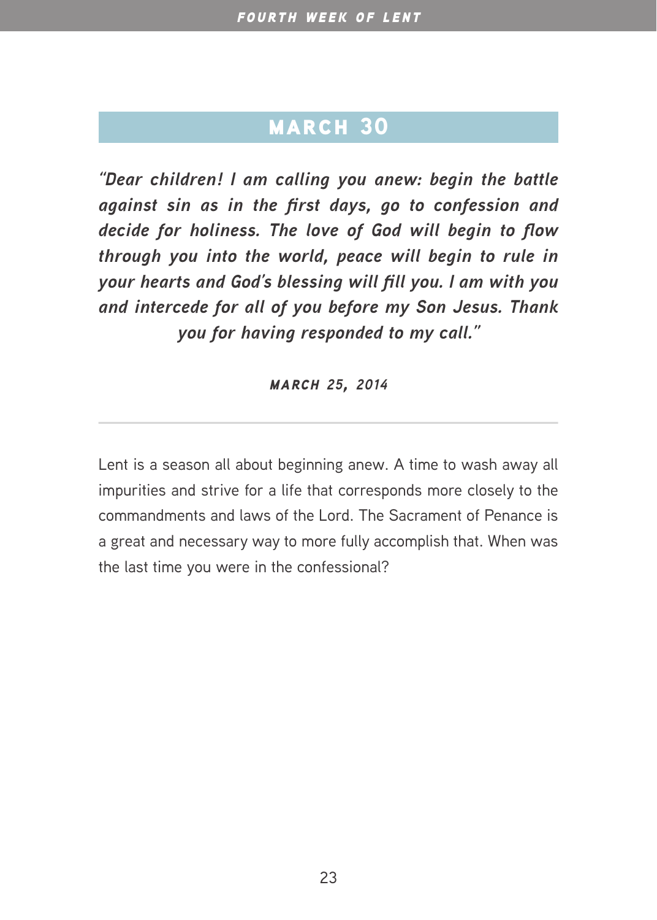## MARCH 30

***"Dear children! I am calling you anew: begin the battle against sin as in the first days, go to confession and decide for holiness. The love of God will begin to flow through you into the world, peace will begin to rule in your hearts and God's blessing will fill you. I am with you and intercede for all of you before my Son Jesus. Thank you for having responded to my call."***

***MARCH 25, 2014***

---

Lent is a season all about beginning anew. A time to wash away all impurities and strive for a life that corresponds more closely to the commandments and laws of the Lord. The Sacrament of Penance is a great and necessary way to more fully accomplish that. When was the last time you were in the confessional?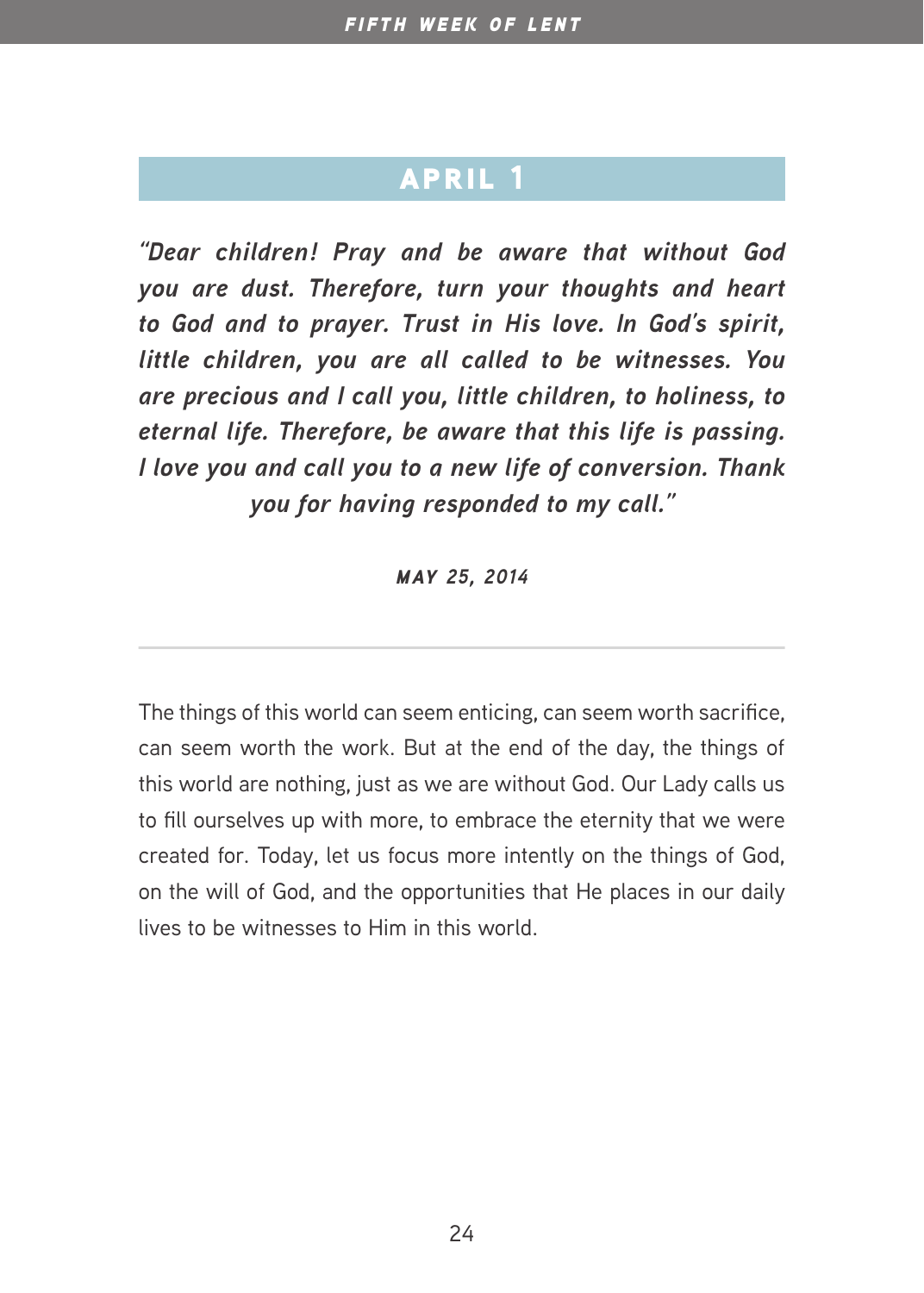## APRIL 1

***"Dear children! Pray and be aware that without God you are dust. Therefore, turn your thoughts and heart to God and to prayer. Trust in His love. In God's spirit, little children, you are all called to be witnesses. You are precious and I call you, little children, to holiness, to eternal life. Therefore, be aware that this life is passing. I love you and call you to a new life of conversion. Thank you for having responded to my call."***

***MAY 25, 2014***

---

The things of this world can seem enticing, can seem worth sacrifice, can seem worth the work. But at the end of the day, the things of this world are nothing, just as we are without God. Our Lady calls us to fill ourselves up with more, to embrace the eternity that we were created for. Today, let us focus more intently on the things of God, on the will of God, and the opportunities that He places in our daily lives to be witnesses to Him in this world.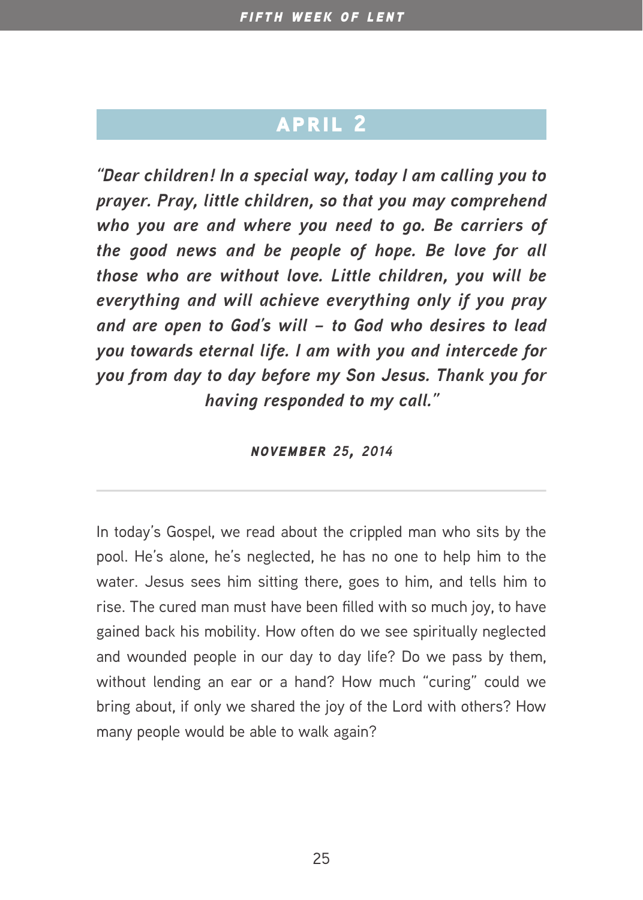## APRIL 2

***"Dear children! In a special way, today I am calling you to prayer. Pray, little children, so that you may comprehend who you are and where you need to go. Be carriers of the good news and be people of hope. Be love for all those who are without love. Little children, you will be everything and will achieve everything only if you pray and are open to God's will – to God who desires to lead you towards eternal life. I am with you and intercede for you from day to day before my Son Jesus. Thank you for having responded to my call."***

***NOVEMBER 25, 2014***

---

In today's Gospel, we read about the crippled man who sits by the pool. He's alone, he's neglected, he has no one to help him to the water. Jesus sees him sitting there, goes to him, and tells him to rise. The cured man must have been filled with so much joy, to have gained back his mobility. How often do we see spiritually neglected and wounded people in our day to day life? Do we pass by them, without lending an ear or a hand? How much "curing" could we bring about, if only we shared the joy of the Lord with others? How many people would be able to walk again?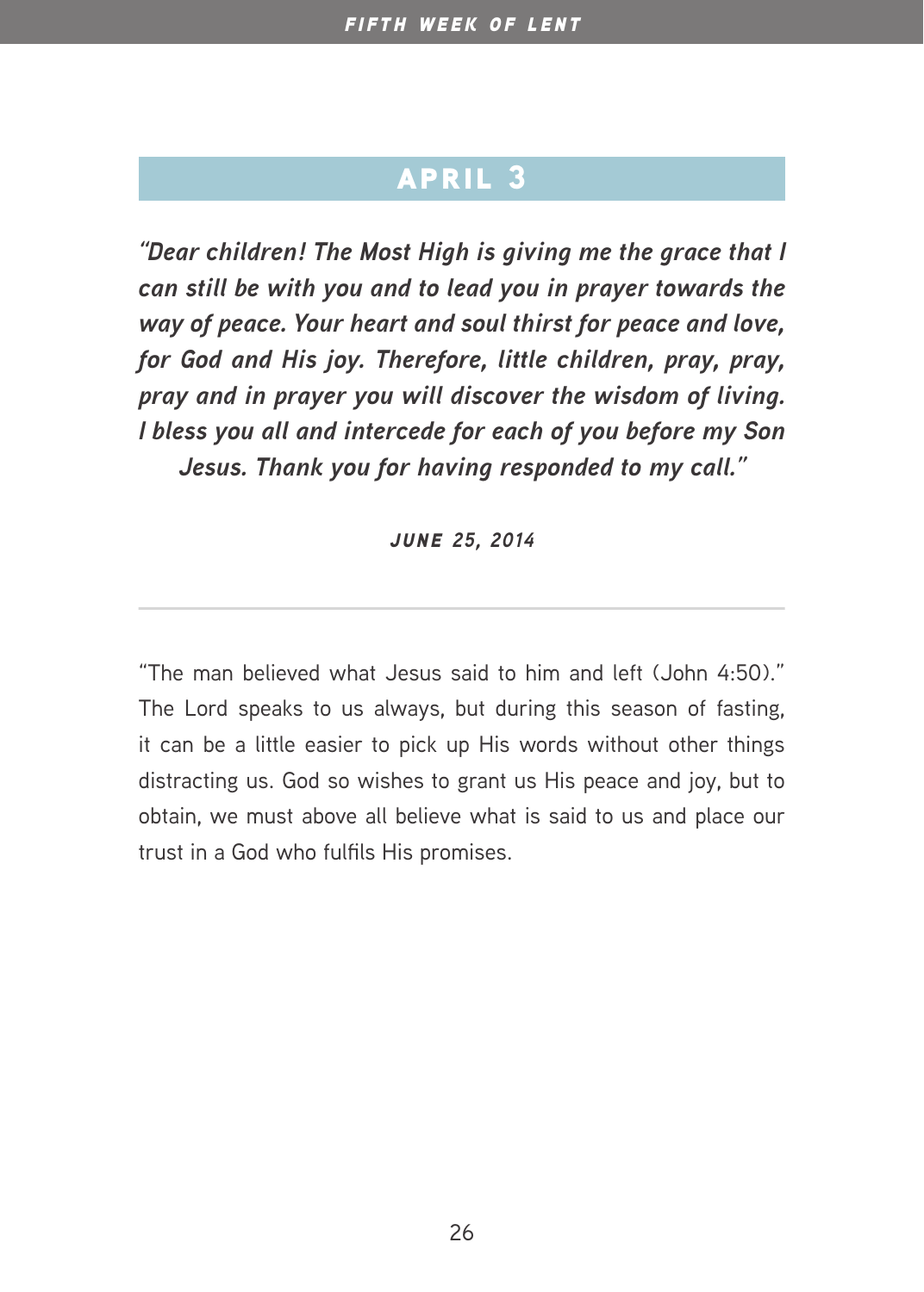## APRIL 3

***"Dear children! The Most High is giving me the grace that I can still be with you and to lead you in prayer towards the way of peace. Your heart and soul thirst for peace and love, for God and His joy. Therefore, little children, pray, pray, pray and in prayer you will discover the wisdom of living. I bless you all and intercede for each of you before my Son Jesus. Thank you for having responded to my call."***

***JUNE 25, 2014***

---

"The man believed what Jesus said to him and left (John 4:50)." The Lord speaks to us always, but during this season of fasting, it can be a little easier to pick up His words without other things distracting us. God so wishes to grant us His peace and joy, but to obtain, we must above all believe what is said to us and place our trust in a God who fulfils His promises.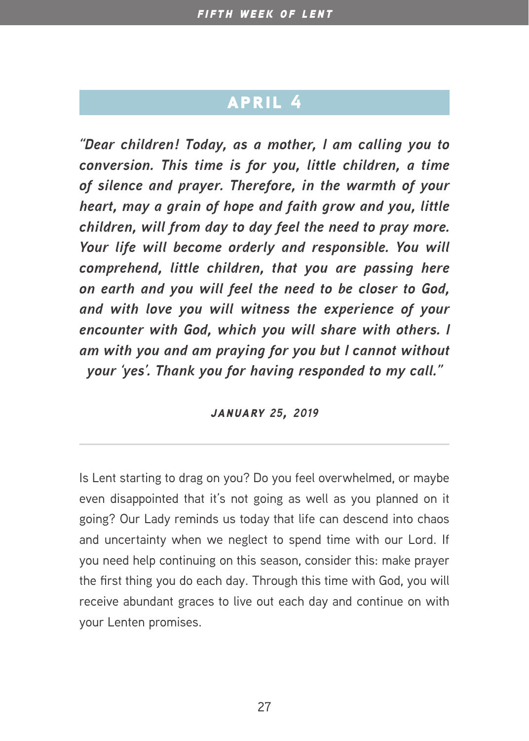## APRIL 4

***"Dear children! Today, as a mother, I am calling you to conversion. This time is for you, little children, a time of silence and prayer. Therefore, in the warmth of your heart, may a grain of hope and faith grow and you, little children, will from day to day feel the need to pray more. Your life will become orderly and responsible. You will comprehend, little children, that you are passing here on earth and you will feel the need to be closer to God, and with love you will witness the experience of your encounter with God, which you will share with others. I am with you and am praying for you but I cannot without your 'yes'. Thank you for having responded to my call."***

***JANUARY 25, 2019***

---

Is Lent starting to drag on you? Do you feel overwhelmed, or maybe even disappointed that it's not going as well as you planned on it going? Our Lady reminds us today that life can descend into chaos and uncertainty when we neglect to spend time with our Lord. If you need help continuing on this season, consider this: make prayer the first thing you do each day. Through this time with God, you will receive abundant graces to live out each day and continue on with your Lenten promises.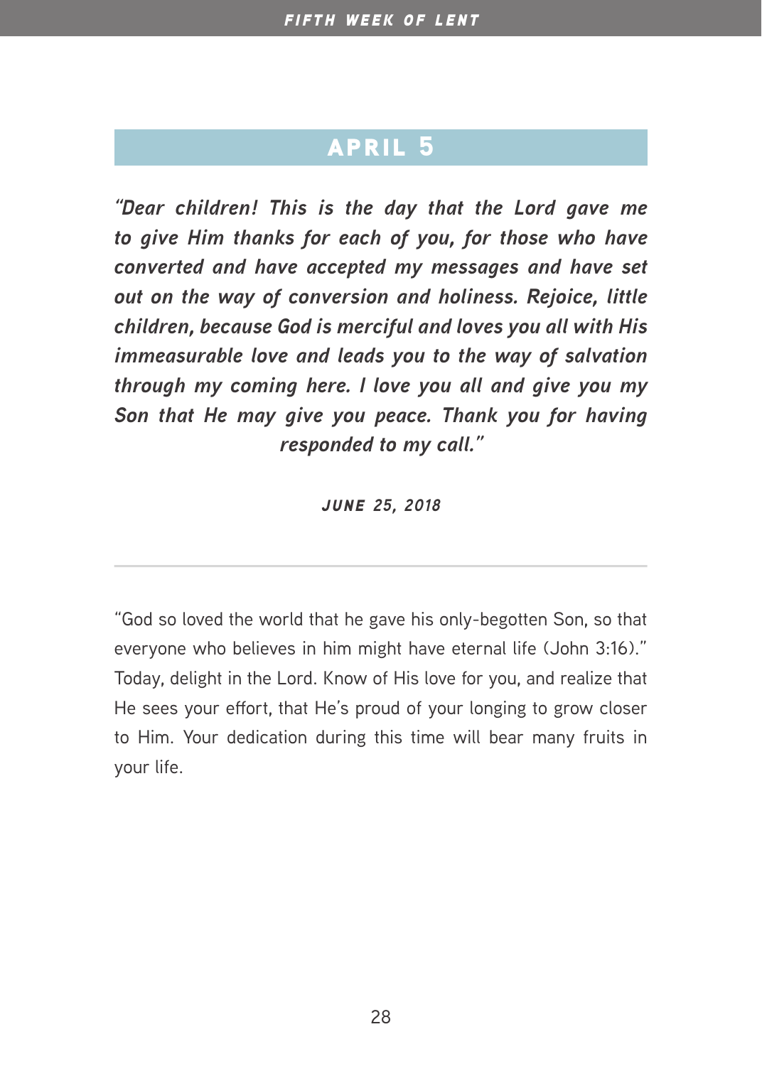## APRIL 5

***"Dear children! This is the day that the Lord gave me to give Him thanks for each of you, for those who have converted and have accepted my messages and have set out on the way of conversion and holiness. Rejoice, little children, because God is merciful and loves you all with His immeasurable love and leads you to the way of salvation through my coming here. I love you all and give you my Son that He may give you peace. Thank you for having responded to my call."***

***JUNE 25, 2018***

---

"God so loved the world that he gave his only-begotten Son, so that everyone who believes in him might have eternal life (John 3:16)." Today, delight in the Lord. Know of His love for you, and realize that He sees your effort, that He's proud of your longing to grow closer to Him. Your dedication during this time will bear many fruits in your life.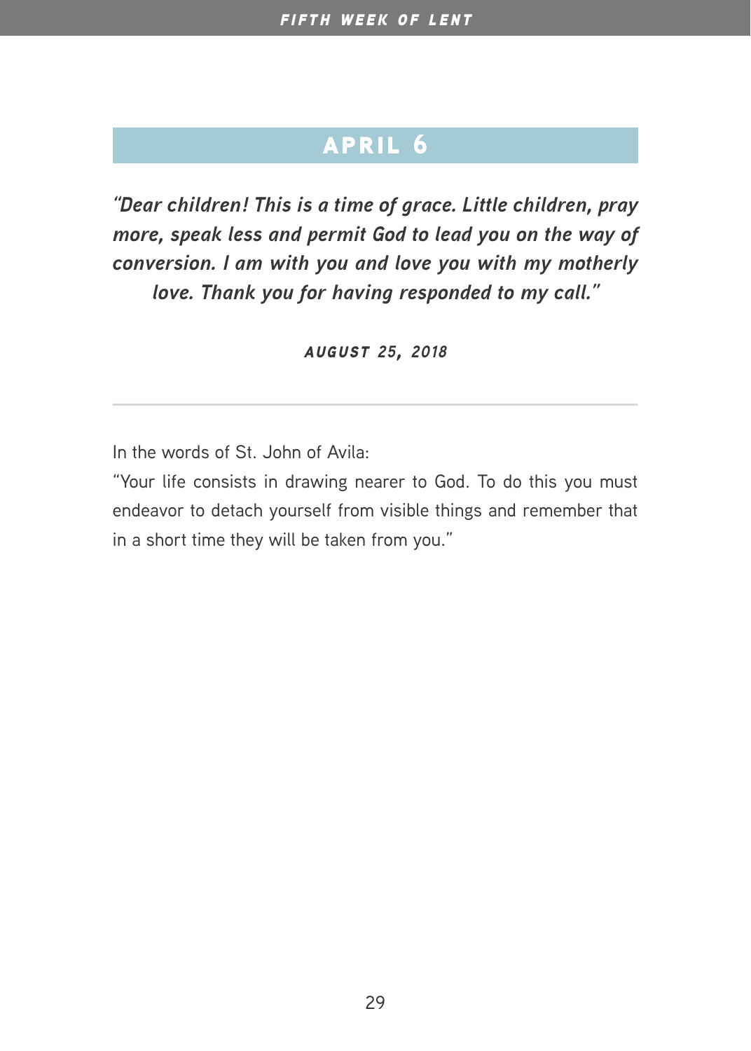## APRIL 6

***"Dear children! This is a time of grace. Little children, pray more, speak less and permit God to lead you on the way of conversion. I am with you and love you with my motherly love. Thank you for having responded to my call."***

***AUGUST 25, 2018***

---

In the words of St. John of Avila:

"Your life consists in drawing nearer to God. To do this you must endeavor to detach yourself from visible things and remember that in a short time they will be taken from you."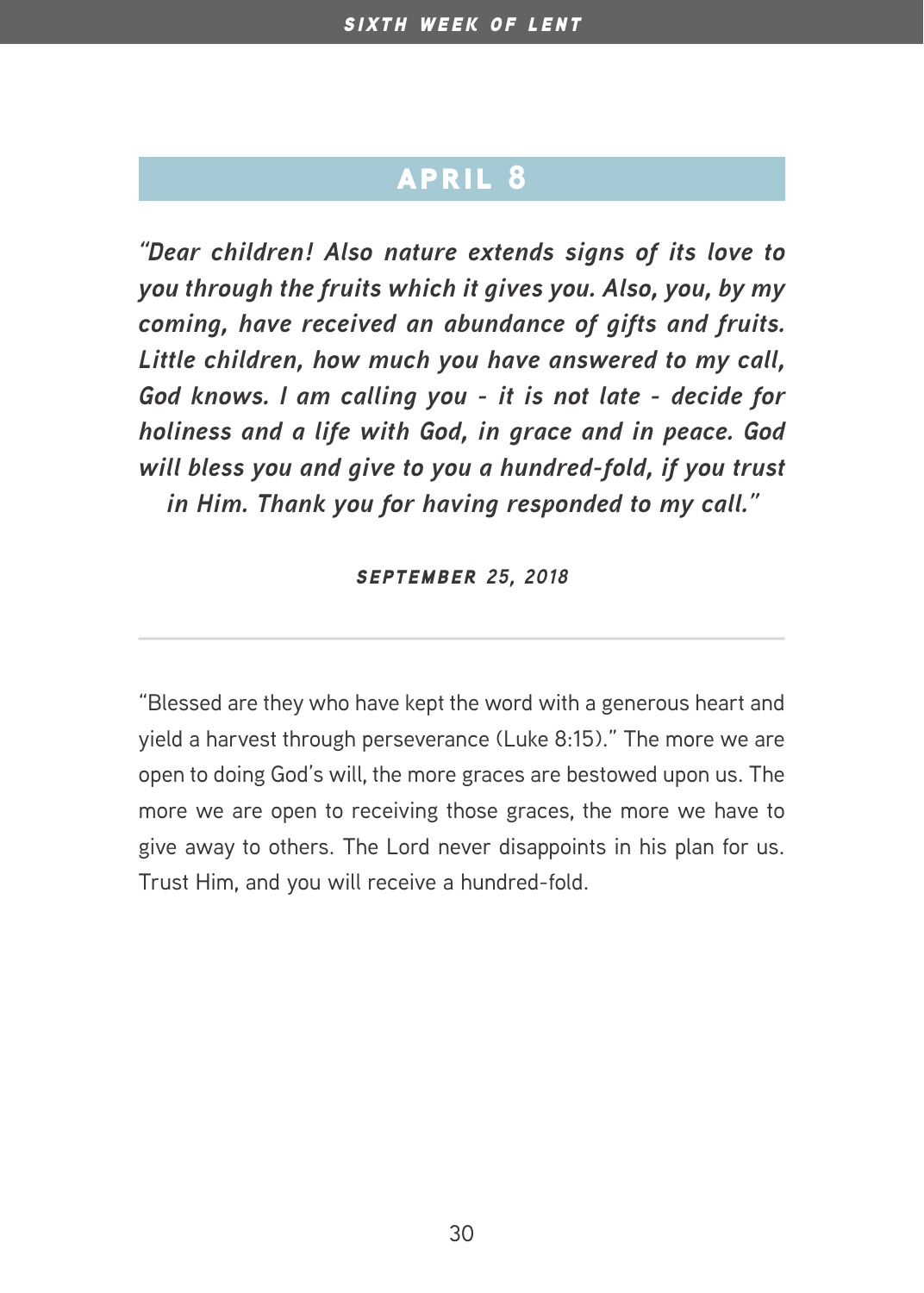## APRIL 8

***"Dear children! Also nature extends signs of its love to you through the fruits which it gives you. Also, you, by my coming, have received an abundance of gifts and fruits. Little children, how much you have answered to my call, God knows. I am calling you - it is not late - decide for holiness and a life with God, in grace and in peace. God will bless you and give to you a hundred-fold, if you trust in Him. Thank you for having responded to my call."***

***SEPTEMBER 25, 2018***

---

"Blessed are they who have kept the word with a generous heart and yield a harvest through perseverance (Luke 8:15)." The more we are open to doing God's will, the more graces are bestowed upon us. The more we are open to receiving those graces, the more we have to give away to others. The Lord never disappoints in his plan for us. Trust Him, and you will receive a hundred-fold.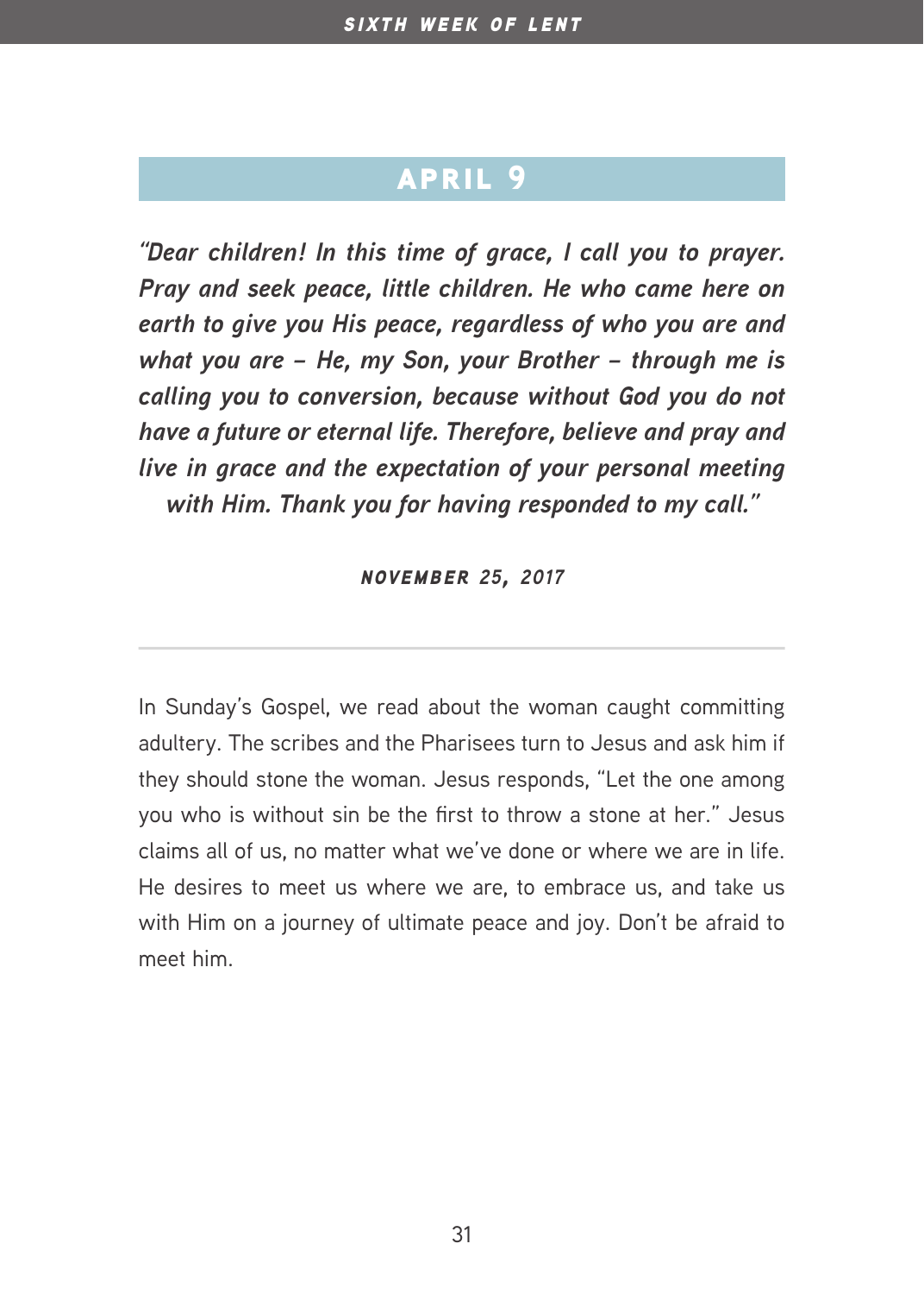## APRIL 9

***"Dear children! In this time of grace, I call you to prayer. Pray and seek peace, little children. He who came here on earth to give you His peace, regardless of who you are and what you are – He, my Son, your Brother – through me is calling you to conversion, because without God you do not have a future or eternal life. Therefore, believe and pray and live in grace and the expectation of your personal meeting with Him. Thank you for having responded to my call."***

***NOVEMBER 25, 2017***

---

In Sunday's Gospel, we read about the woman caught committing adultery. The scribes and the Pharisees turn to Jesus and ask him if they should stone the woman. Jesus responds, "Let the one among you who is without sin be the first to throw a stone at her." Jesus claims all of us, no matter what we've done or where we are in life. He desires to meet us where we are, to embrace us, and take us with Him on a journey of ultimate peace and joy. Don't be afraid to meet him.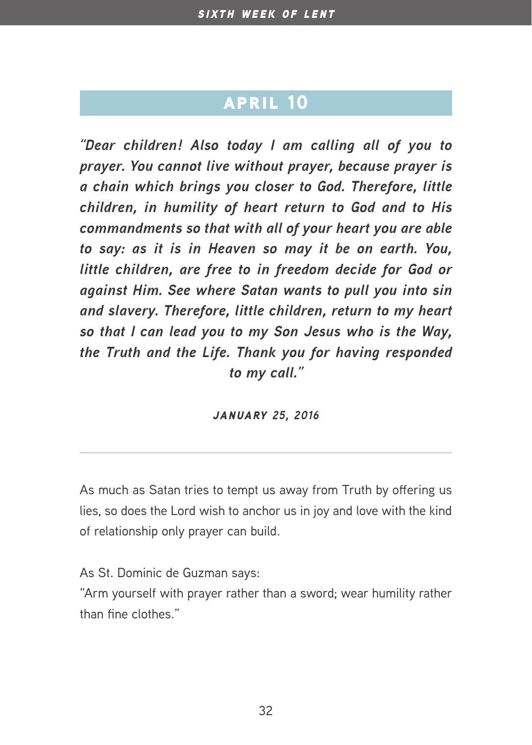## APRIL 10

***"Dear children! Also today I am calling all of you to prayer. You cannot live without prayer, because prayer is a chain which brings you closer to God. Therefore, little children, in humility of heart return to God and to His commandments so that with all of your heart you are able to say: as it is in Heaven so may it be on earth. You, little children, are free to in freedom decide for God or against Him. See where Satan wants to pull you into sin and slavery. Therefore, little children, return to my heart so that I can lead you to my Son Jesus who is the Way, the Truth and the Life. Thank you for having responded to my call."***

***JANUARY 25, 2016***

---

As much as Satan tries to tempt us away from Truth by offering us lies, so does the Lord wish to anchor us in joy and love with the kind of relationship only prayer can build.

As St. Dominic de Guzman says:
"Arm yourself with prayer rather than a sword; wear humility rather than fine clothes."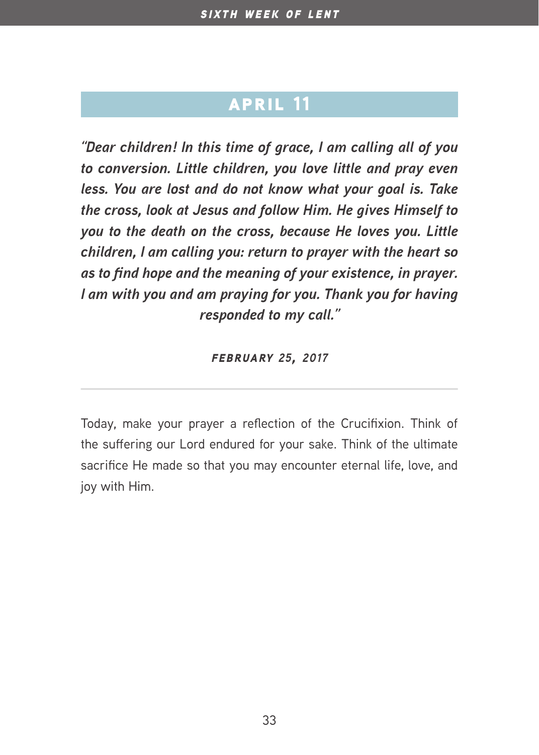## APRIL 11

***"Dear children! In this time of grace, I am calling all of you to conversion. Little children, you love little and pray even less. You are lost and do not know what your goal is. Take the cross, look at Jesus and follow Him. He gives Himself to you to the death on the cross, because He loves you. Little children, I am calling you: return to prayer with the heart so as to find hope and the meaning of your existence, in prayer. I am with you and am praying for you. Thank you for having responded to my call."***

***FEBRUARY 25, 2017***

---

Today, make your prayer a reflection of the Crucifixion. Think of the suffering our Lord endured for your sake. Think of the ultimate sacrifice He made so that you may encounter eternal life, love, and joy with Him.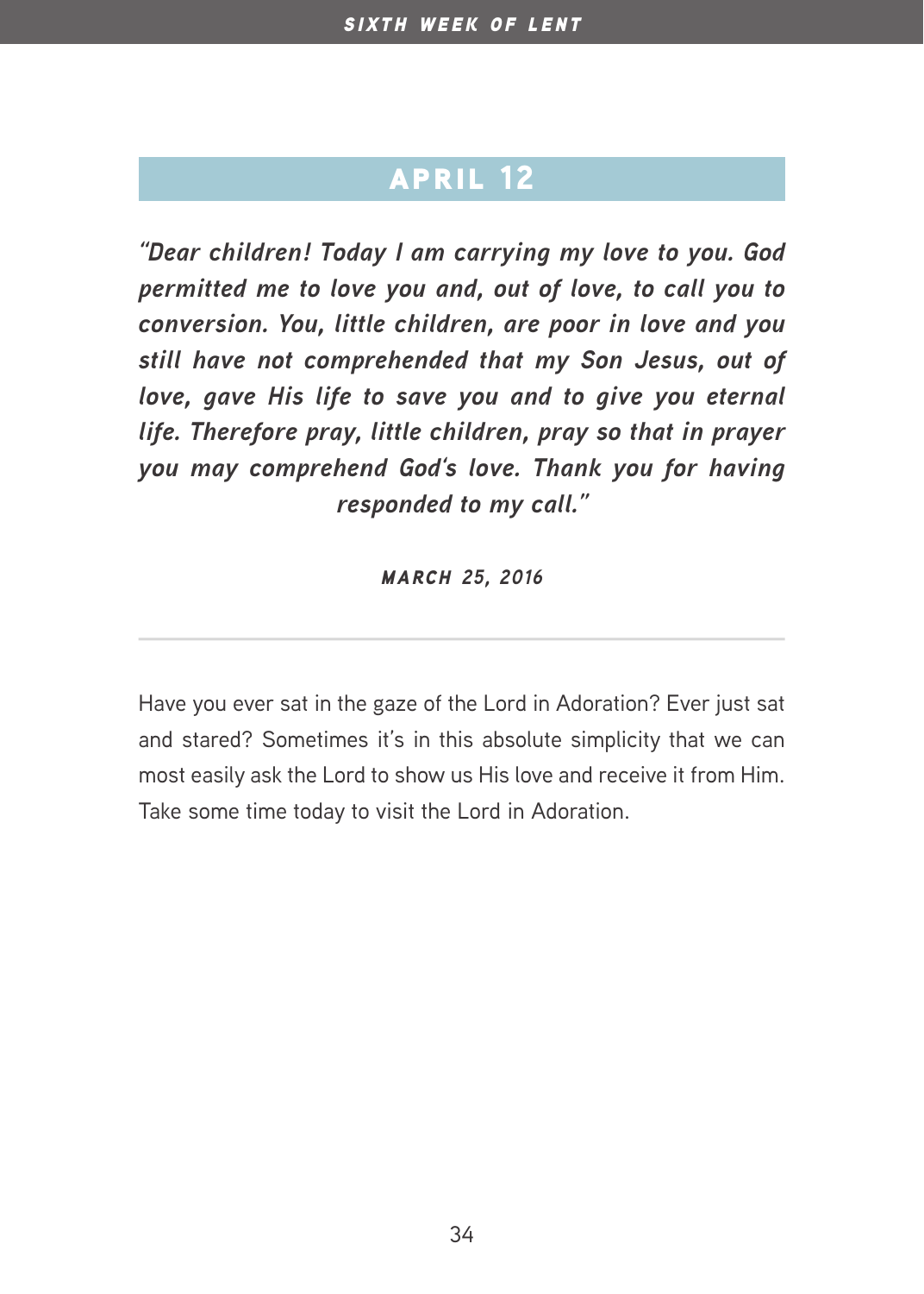## APRIL 12

***"Dear children! Today I am carrying my love to you. God permitted me to love you and, out of love, to call you to conversion. You, little children, are poor in love and you still have not comprehended that my Son Jesus, out of love, gave His life to save you and to give you eternal life. Therefore pray, little children, pray so that in prayer you may comprehend God's love. Thank you for having responded to my call."***

***MARCH 25, 2016***

---

Have you ever sat in the gaze of the Lord in Adoration? Ever just sat and stared? Sometimes it's in this absolute simplicity that we can most easily ask the Lord to show us His love and receive it from Him. Take some time today to visit the Lord in Adoration.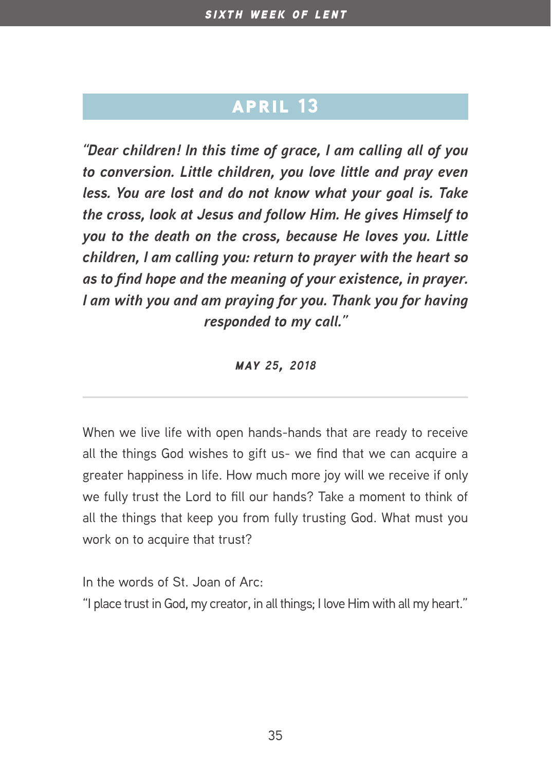## APRIL 13

***"Dear children! In this time of grace, I am calling all of you to conversion. Little children, you love little and pray even less. You are lost and do not know what your goal is. Take the cross, look at Jesus and follow Him. He gives Himself to you to the death on the cross, because He loves you. Little children, I am calling you: return to prayer with the heart so as to find hope and the meaning of your existence, in prayer. I am with you and am praying for you. Thank you for having responded to my call."***

***MAY 25, 2018***

---

When we live life with open hands-hands that are ready to receive all the things God wishes to gift us- we find that we can acquire a greater happiness in life. How much more joy will we receive if only we fully trust the Lord to fill our hands? Take a moment to think of all the things that keep you from fully trusting God. What must you work on to acquire that trust?

In the words of St. Joan of Arc:
"I place trust in God, my creator, in all things; I love Him with all my heart."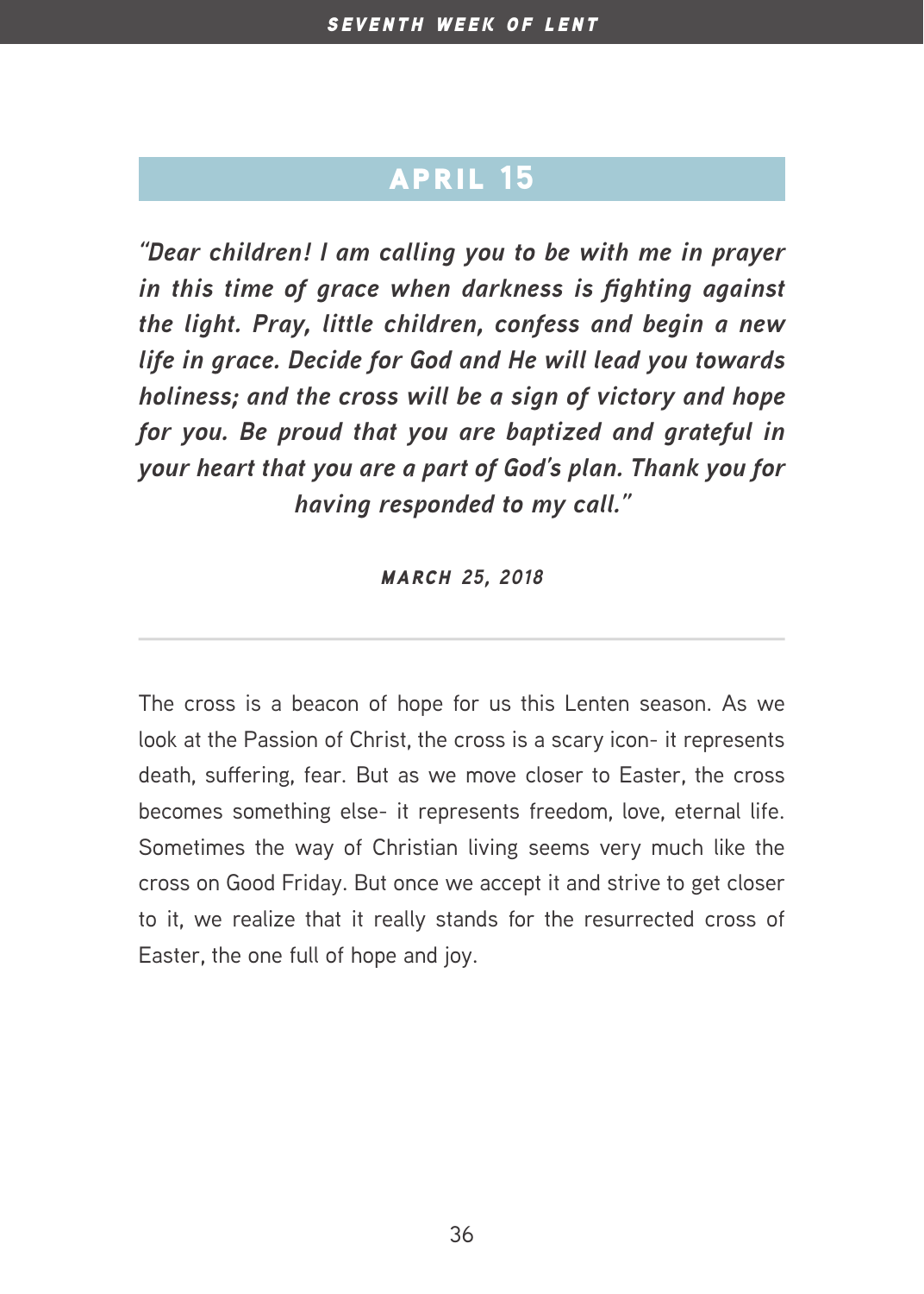## APRIL 15

***"Dear children! I am calling you to be with me in prayer in this time of grace when darkness is fighting against the light. Pray, little children, confess and begin a new life in grace. Decide for God and He will lead you towards holiness; and the cross will be a sign of victory and hope for you. Be proud that you are baptized and grateful in your heart that you are a part of God's plan. Thank you for having responded to my call."***

***MARCH 25, 2018***

---

The cross is a beacon of hope for us this Lenten season. As we look at the Passion of Christ, the cross is a scary icon- it represents death, suffering, fear. But as we move closer to Easter, the cross becomes something else- it represents freedom, love, eternal life. Sometimes the way of Christian living seems very much like the cross on Good Friday. But once we accept it and strive to get closer to it, we realize that it really stands for the resurrected cross of Easter, the one full of hope and joy.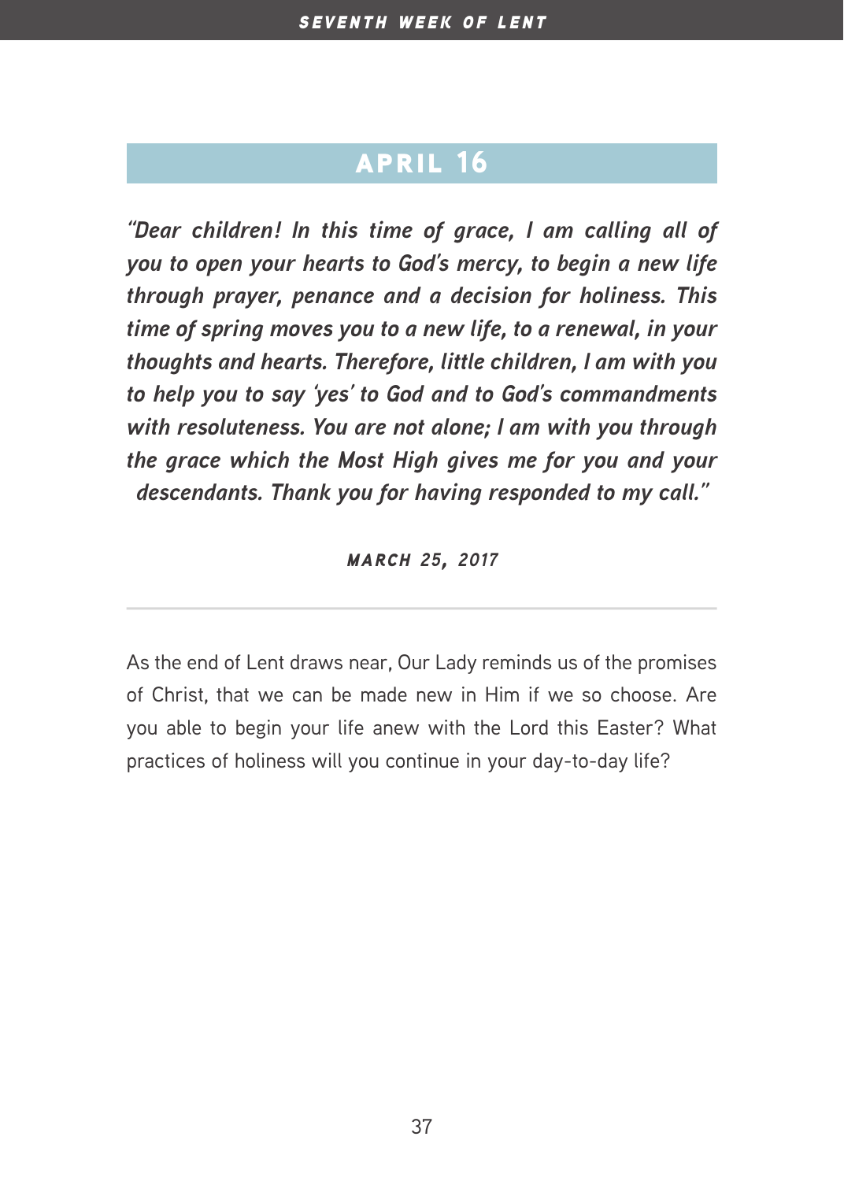## APRIL 16

***"Dear children! In this time of grace, I am calling all of you to open your hearts to God's mercy, to begin a new life through prayer, penance and a decision for holiness. This time of spring moves you to a new life, to a renewal, in your thoughts and hearts. Therefore, little children, I am with you to help you to say 'yes' to God and to God's commandments with resoluteness. You are not alone; I am with you through the grace which the Most High gives me for you and your descendants. Thank you for having responded to my call."***

***MARCH 25, 2017***

---

As the end of Lent draws near, Our Lady reminds us of the promises of Christ, that we can be made new in Him if we so choose. Are you able to begin your life anew with the Lord this Easter? What practices of holiness will you continue in your day-to-day life?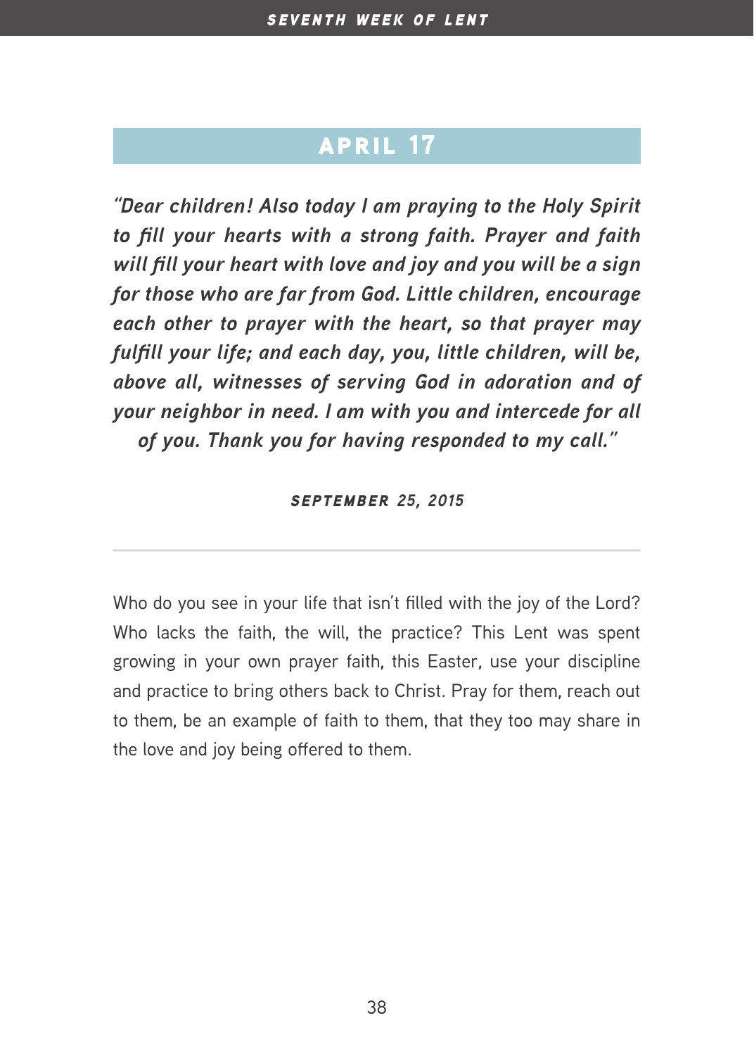## APRIL 17

***"Dear children! Also today I am praying to the Holy Spirit to fill your hearts with a strong faith. Prayer and faith will fill your heart with love and joy and you will be a sign for those who are far from God. Little children, encourage each other to prayer with the heart, so that prayer may fulfill your life; and each day, you, little children, will be, above all, witnesses of serving God in adoration and of your neighbor in need. I am with you and intercede for all of you. Thank you for having responded to my call."***

***SEPTEMBER 25, 2015***

---

Who do you see in your life that isn't filled with the joy of the Lord? Who lacks the faith, the will, the practice? This Lent was spent growing in your own prayer faith, this Easter, use your discipline and practice to bring others back to Christ. Pray for them, reach out to them, be an example of faith to them, that they too may share in the love and joy being offered to them.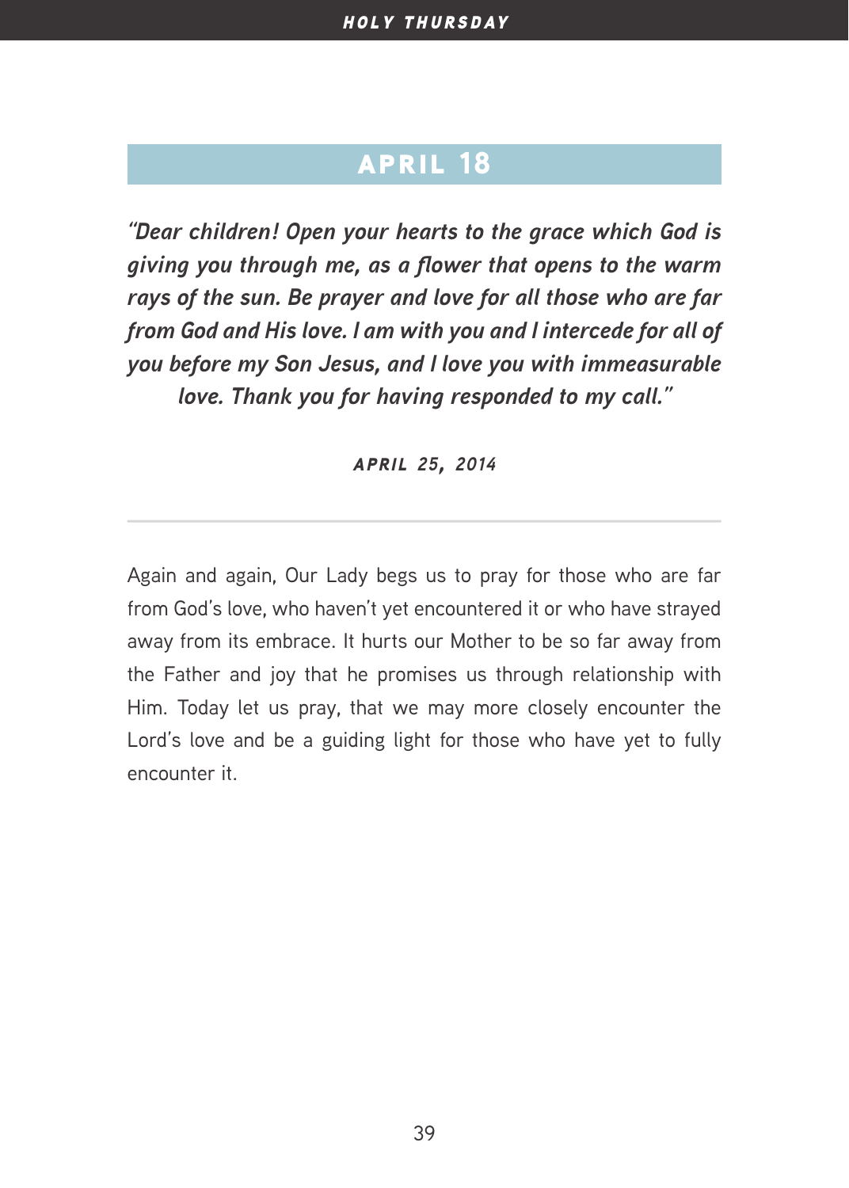## APRIL 18

***"Dear children! Open your hearts to the grace which God is giving you through me, as a flower that opens to the warm rays of the sun. Be prayer and love for all those who are far from God and His love. I am with you and I intercede for all of you before my Son Jesus, and I love you with immeasurable love. Thank you for having responded to my call."***

***APRIL 25, 2014***

---

Again and again, Our Lady begs us to pray for those who are far from God's love, who haven't yet encountered it or who have strayed away from its embrace. It hurts our Mother to be so far away from the Father and joy that he promises us through relationship with Him. Today let us pray, that we may more closely encounter the Lord's love and be a guiding light for those who have yet to fully encounter it.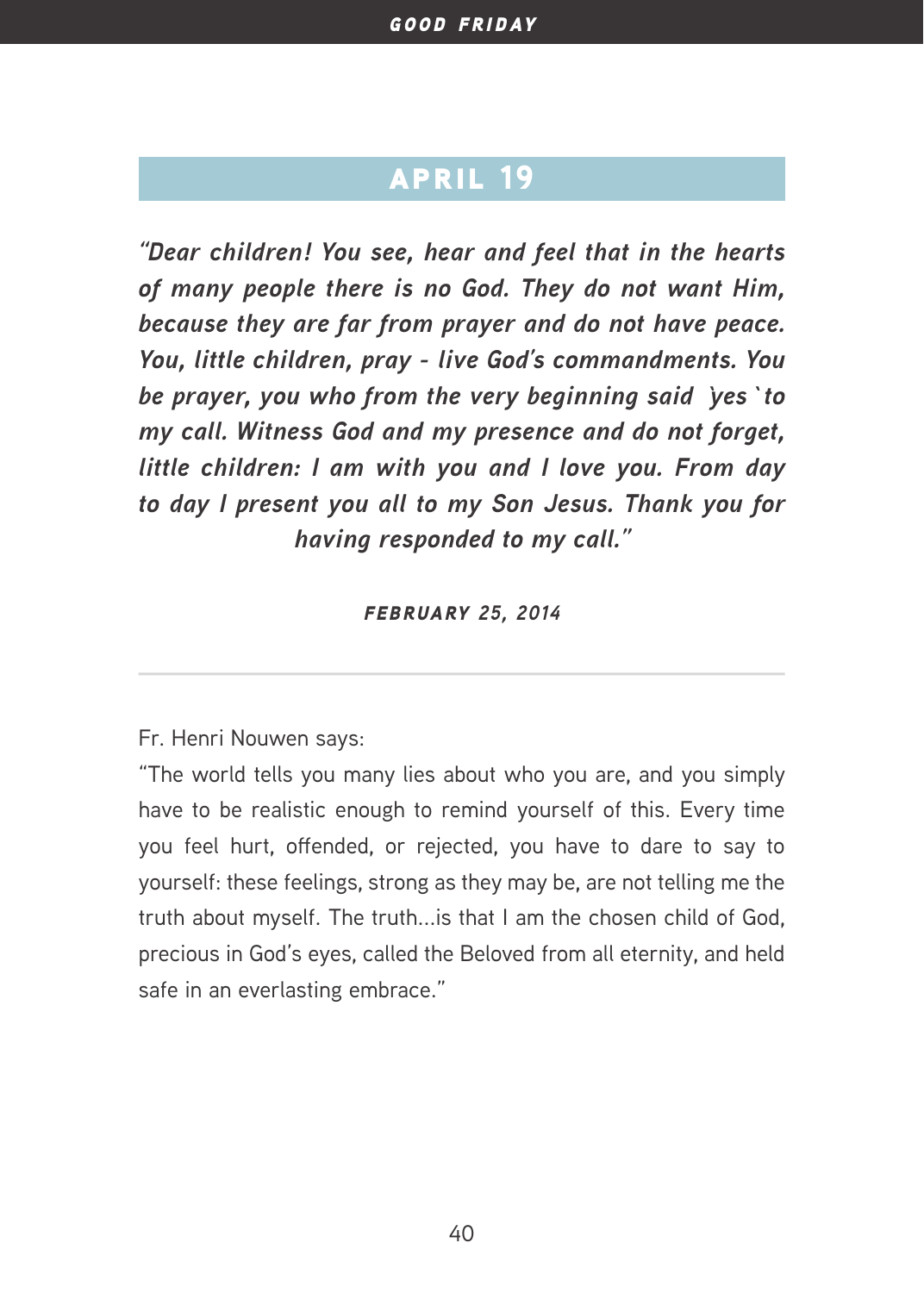## APRIL 19

***"Dear children! You see, hear and feel that in the hearts of many people there is no God. They do not want Him, because they are far from prayer and do not have peace. You, little children, pray - live God's commandments. You be prayer, you who from the very beginning said `yes` to my call. Witness God and my presence and do not forget, little children: I am with you and I love you. From day to day I present you all to my Son Jesus. Thank you for having responded to my call."***

***FEBRUARY 25, 2014***

---

Fr. Henri Nouwen says:

"The world tells you many lies about who you are, and you simply have to be realistic enough to remind yourself of this. Every time you feel hurt, offended, or rejected, you have to dare to say to yourself: these feelings, strong as they may be, are not telling me the truth about myself. The truth...is that I am the chosen child of God, precious in God's eyes, called the Beloved from all eternity, and held safe in an everlasting embrace."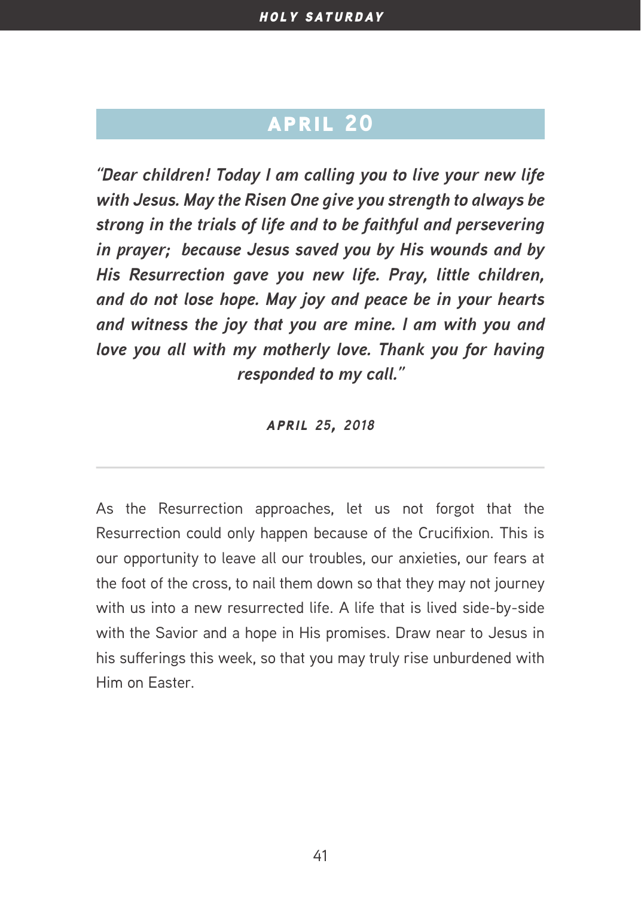## APRIL 20

***"Dear children! Today I am calling you to live your new life with Jesus. May the Risen One give you strength to always be strong in the trials of life and to be faithful and persevering in prayer; because Jesus saved you by His wounds and by His Resurrection gave you new life. Pray, little children, and do not lose hope. May joy and peace be in your hearts and witness the joy that you are mine. I am with you and love you all with my motherly love. Thank you for having responded to my call."***

***APRIL 25, 2018***

---

As the Resurrection approaches, let us not forgot that the Resurrection could only happen because of the Crucifixion. This is our opportunity to leave all our troubles, our anxieties, our fears at the foot of the cross, to nail them down so that they may not journey with us into a new resurrected life. A life that is lived side-by-side with the Savior and a hope in His promises. Draw near to Jesus in his sufferings this week, so that you may truly rise unburdened with Him on Easter.